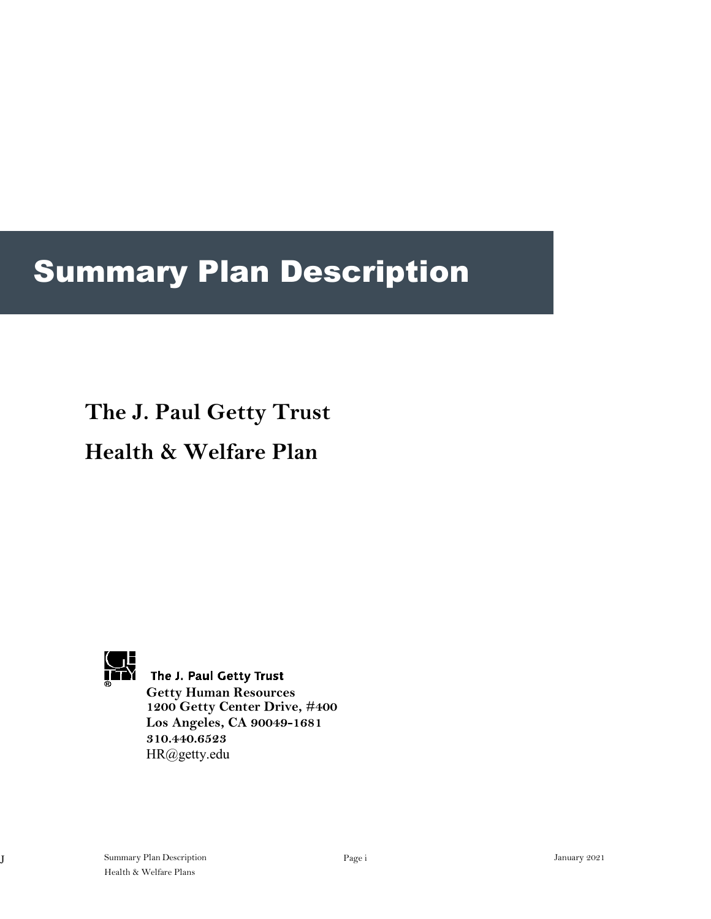# Summary Plan Description

## The J. Paul Getty Trust

## Health & Welfare Plan

The J. Paul Getty Trust
**Getty Human Resources**
**1200 Getty Center Drive, #400**
**Los Angeles, CA 90049-1681**
**310.440.6523**
HR@getty.edu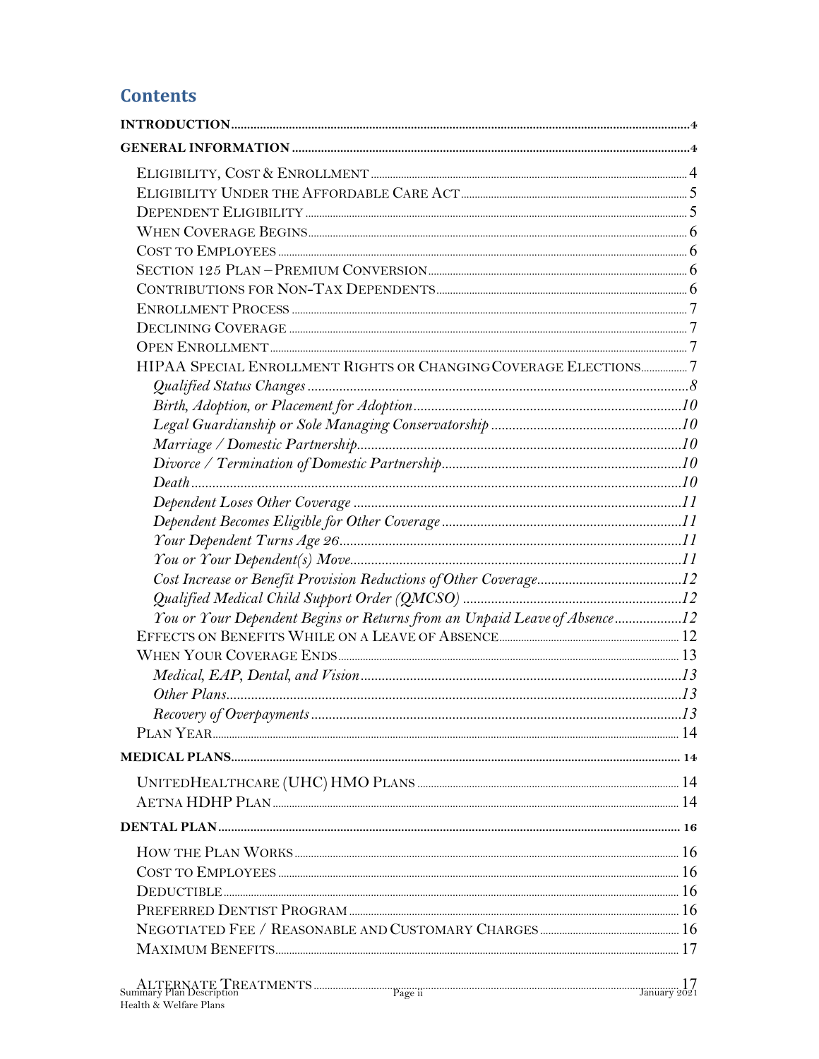# Contents

**INTRODUCTION** .......... 4

**GENERAL INFORMATION** .......... 4

- Eligibility, Cost & Enrollment .......... 4
- Eligibility Under the Affordable Care Act .......... 5
- Dependent Eligibility .......... 5
- When Coverage Begins .......... 6
- Cost to Employees .......... 6
- Section 125 Plan – Premium Conversion .......... 6
- Contributions for Non-Tax Dependents .......... 6
- Enrollment Process .......... 7
- Declining Coverage .......... 7
- Open Enrollment .......... 7
- HIPAA Special Enrollment Rights or Changing Coverage Elections .......... 7
  - *Qualified Status Changes* .......... 8
  - *Birth, Adoption, or Placement for Adoption* .......... 10
  - *Legal Guardianship or Sole Managing Conservatorship* .......... 10
  - *Marriage / Domestic Partnership* .......... 10
  - *Divorce / Termination of Domestic Partnership* .......... 10
  - *Death* .......... 10
  - *Dependent Loses Other Coverage* .......... 11
  - *Dependent Becomes Eligible for Other Coverage* .......... 11
  - *Your Dependent Turns Age 26* .......... 11
  - *You or Your Dependent(s) Move* .......... 11
  - *Cost Increase or Benefit Provision Reductions of Other Coverage* .......... 12
  - *Qualified Medical Child Support Order (QMCSO)* .......... 12
  - *You or Your Dependent Begins or Returns from an Unpaid Leave of Absence* .......... 12
- Effects on Benefits While on a Leave of Absence .......... 12
- When Your Coverage Ends .......... 13
  - *Medical, EAP, Dental, and Vision* .......... 13
  - *Other Plans* .......... 13
  - *Recovery of Overpayments* .......... 13
- Plan Year .......... 14

**MEDICAL PLANS** .......... 14

- UnitedHealthcare (UHC) HMO Plans .......... 14
- Aetna HDHP Plan .......... 14

**DENTAL PLAN** .......... 16

- How the Plan Works .......... 16
- Cost to Employees .......... 16
- Deductible .......... 16
- Preferred Dentist Program .......... 16
- Negotiated Fee / Reasonable and Customary Charges .......... 16
- Maximum Benefits .......... 17
- Alternate Treatments .......... 17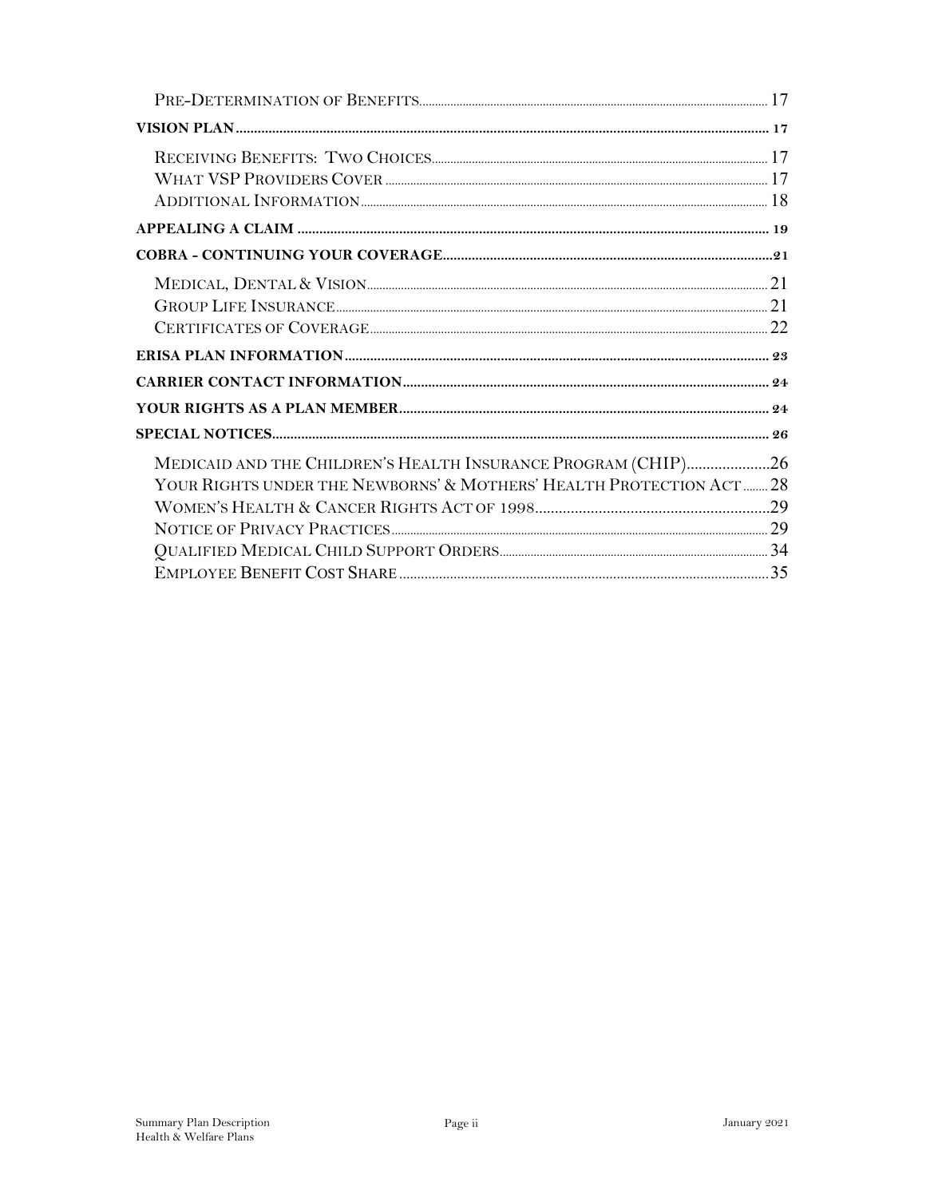Pre-Determination of Benefits ..... 17

**VISION PLAN** ..... 17

Receiving Benefits: Two Choices ..... 17
What VSP Providers Cover ..... 17
Additional Information ..... 18

**APPEALING A CLAIM** ..... 19

**COBRA - CONTINUING YOUR COVERAGE** ..... 21

Medical, Dental & Vision ..... 21
Group Life Insurance ..... 21
Certificates of Coverage ..... 22

**ERISA PLAN INFORMATION** ..... 23

**CARRIER CONTACT INFORMATION** ..... 24

**YOUR RIGHTS AS A PLAN MEMBER** ..... 24

**SPECIAL NOTICES** ..... 26

Medicaid and the Children's Health Insurance Program (CHIP) ..... 26
Your Rights under the Newborns' & Mothers' Health Protection Act ..... 28
Women's Health & Cancer Rights Act of 1998 ..... 29
Notice of Privacy Practices ..... 29
Qualified Medical Child Support Orders ..... 34
Employee Benefit Cost Share ..... 35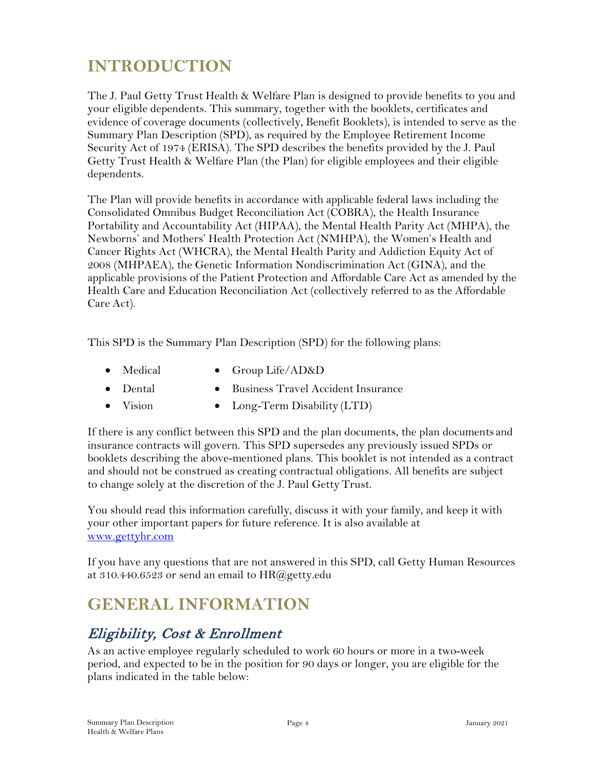# INTRODUCTION

The J. Paul Getty Trust Health & Welfare Plan is designed to provide benefits to you and your eligible dependents. This summary, together with the booklets, certificates and evidence of coverage documents (collectively, Benefit Booklets), is intended to serve as the Summary Plan Description (SPD), as required by the Employee Retirement Income Security Act of 1974 (ERISA). The SPD describes the benefits provided by the J. Paul Getty Trust Health & Welfare Plan (the Plan) for eligible employees and their eligible dependents.

The Plan will provide benefits in accordance with applicable federal laws including the Consolidated Omnibus Budget Reconciliation Act (COBRA), the Health Insurance Portability and Accountability Act (HIPAA), the Mental Health Parity Act (MHPA), the Newborns' and Mothers' Health Protection Act (NMHPA), the Women's Health and Cancer Rights Act (WHCRA), the Mental Health Parity and Addiction Equity Act of 2008 (MHPAEA), the Genetic Information Nondiscrimination Act (GINA), and the applicable provisions of the Patient Protection and Affordable Care Act as amended by the Health Care and Education Reconciliation Act (collectively referred to as the Affordable Care Act).

This SPD is the Summary Plan Description (SPD) for the following plans:

- Medical
- Dental
- Vision
- Group Life/AD&D
- Business Travel Accident Insurance
- Long-Term Disability (LTD)

If there is any conflict between this SPD and the plan documents, the plan documents and insurance contracts will govern. This SPD supersedes any previously issued SPDs or booklets describing the above-mentioned plans. This booklet is not intended as a contract and should not be construed as creating contractual obligations. All benefits are subject to change solely at the discretion of the J. Paul Getty Trust.

You should read this information carefully, discuss it with your family, and keep it with your other important papers for future reference. It is also available at [www.gettyhr.com](http://www.gettyhr.com)

If you have any questions that are not answered in this SPD, call Getty Human Resources at 310.440.6523 or send an email to HR@getty.edu

# GENERAL INFORMATION

## *Eligibility, Cost & Enrollment*

As an active employee regularly scheduled to work 60 hours or more in a two-week period, and expected to be in the position for 90 days or longer, you are eligible for the plans indicated in the table below: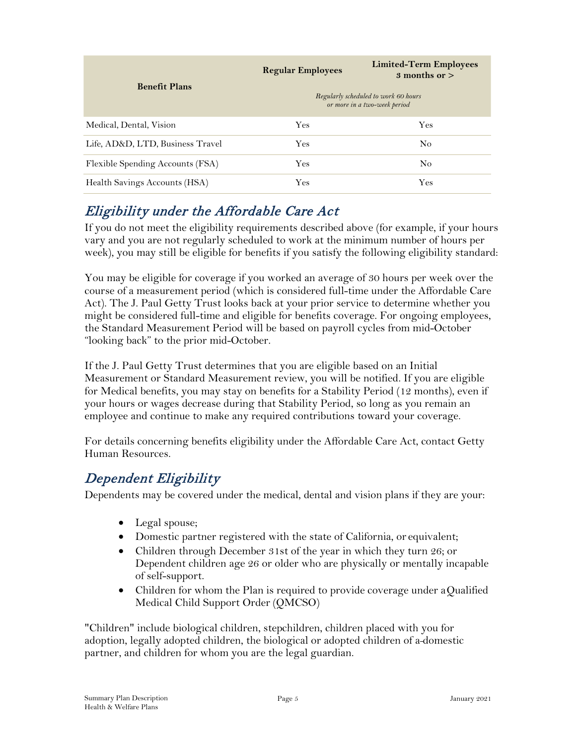| Benefit Plans | Regular Employees | Limited-Term Employees 3 months or > |
|---|---|---|
| | *Regularly scheduled to work 60 hours or more in a two-week period* | |
| Medical, Dental, Vision | Yes | Yes |
| Life, AD&D, LTD, Business Travel | Yes | No |
| Flexible Spending Accounts (FSA) | Yes | No |
| Health Savings Accounts (HSA) | Yes | Yes |

## *Eligibility under the Affordable Care Act*

If you do not meet the eligibility requirements described above (for example, if your hours vary and you are not regularly scheduled to work at the minimum number of hours per week), you may still be eligible for benefits if you satisfy the following eligibility standard:

You may be eligible for coverage if you worked an average of 30 hours per week over the course of a measurement period (which is considered full-time under the Affordable Care Act). The J. Paul Getty Trust looks back at your prior service to determine whether you might be considered full-time and eligible for benefits coverage. For ongoing employees, the Standard Measurement Period will be based on payroll cycles from mid-October "looking back" to the prior mid-October.

If the J. Paul Getty Trust determines that you are eligible based on an Initial Measurement or Standard Measurement review, you will be notified. If you are eligible for Medical benefits, you may stay on benefits for a Stability Period (12 months), even if your hours or wages decrease during that Stability Period, so long as you remain an employee and continue to make any required contributions toward your coverage.

For details concerning benefits eligibility under the Affordable Care Act, contact Getty Human Resources.

## *Dependent Eligibility*

Dependents may be covered under the medical, dental and vision plans if they are your:

- Legal spouse;
- Domestic partner registered with the state of California, or equivalent;
- Children through December 31st of the year in which they turn 26; or Dependent children age 26 or older who are physically or mentally incapable of self-support.
- Children for whom the Plan is required to provide coverage under a Qualified Medical Child Support Order (QMCSO)

"Children" include biological children, stepchildren, children placed with you for adoption, legally adopted children, the biological or adopted children of a domestic partner, and children for whom you are the legal guardian.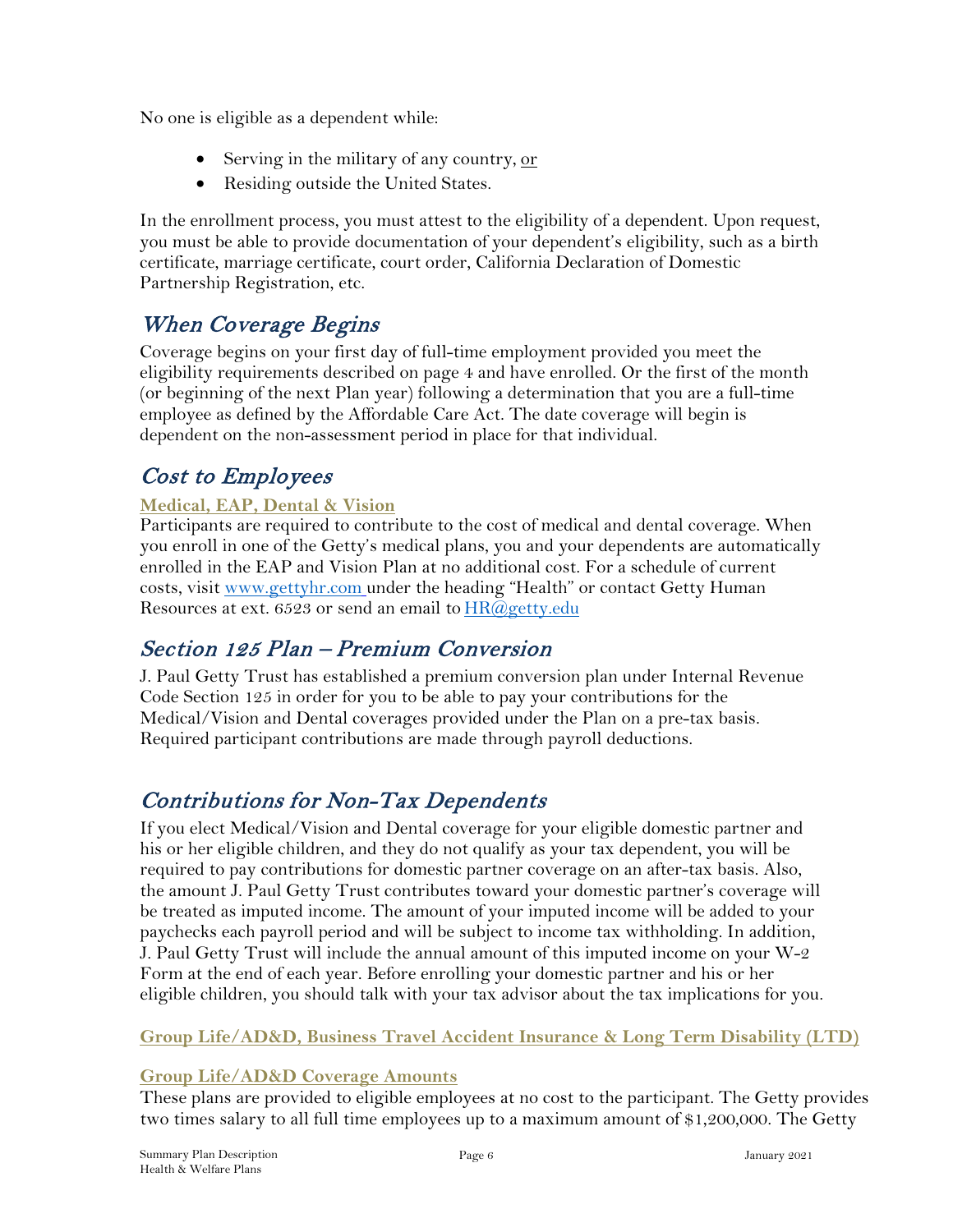No one is eligible as a dependent while:

- Serving in the military of any country, <u>or</u>
- Residing outside the United States.

In the enrollment process, you must attest to the eligibility of a dependent. Upon request, you must be able to provide documentation of your dependent's eligibility, such as a birth certificate, marriage certificate, court order, California Declaration of Domestic Partnership Registration, etc.

## *When Coverage Begins*

Coverage begins on your first day of full-time employment provided you meet the eligibility requirements described on page 4 and have enrolled. Or the first of the month (or beginning of the next Plan year) following a determination that you are a full-time employee as defined by the Affordable Care Act. The date coverage will begin is dependent on the non-assessment period in place for that individual.

## *Cost to Employees*

### Medical, EAP, Dental & Vision

Participants are required to contribute to the cost of medical and dental coverage. When you enroll in one of the Getty's medical plans, you and your dependents are automatically enrolled in the EAP and Vision Plan at no additional cost. For a schedule of current costs, visit [www.gettyhr.com](http://www.gettyhr.com) under the heading "Health" or contact Getty Human Resources at ext. 6523 or send an email to [HR@getty.edu](mailto:HR@getty.edu)

## *Section 125 Plan – Premium Conversion*

J. Paul Getty Trust has established a premium conversion plan under Internal Revenue Code Section 125 in order for you to be able to pay your contributions for the Medical/Vision and Dental coverages provided under the Plan on a pre-tax basis. Required participant contributions are made through payroll deductions.

## *Contributions for Non-Tax Dependents*

If you elect Medical/Vision and Dental coverage for your eligible domestic partner and his or her eligible children, and they do not qualify as your tax dependent, you will be required to pay contributions for domestic partner coverage on an after-tax basis. Also, the amount J. Paul Getty Trust contributes toward your domestic partner's coverage will be treated as imputed income. The amount of your imputed income will be added to your paychecks each payroll period and will be subject to income tax withholding. In addition, J. Paul Getty Trust will include the annual amount of this imputed income on your W-2 Form at the end of each year. Before enrolling your domestic partner and his or her eligible children, you should talk with your tax advisor about the tax implications for you.

### Group Life/AD&D, Business Travel Accident Insurance & Long Term Disability (LTD)

### Group Life/AD&D Coverage Amounts

These plans are provided to eligible employees at no cost to the participant. The Getty provides two times salary to all full time employees up to a maximum amount of $1,200,000. The Getty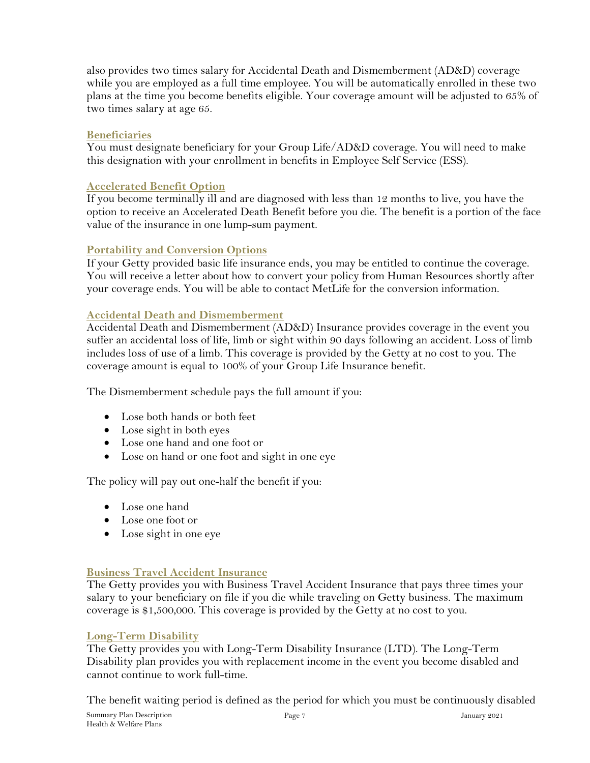also provides two times salary for Accidental Death and Dismemberment (AD&D) coverage while you are employed as a full time employee. You will be automatically enrolled in these two plans at the time you become benefits eligible. Your coverage amount will be adjusted to 65% of two times salary at age 65.

### Beneficiaries

You must designate beneficiary for your Group Life/AD&D coverage. You will need to make this designation with your enrollment in benefits in Employee Self Service (ESS).

### Accelerated Benefit Option

If you become terminally ill and are diagnosed with less than 12 months to live, you have the option to receive an Accelerated Death Benefit before you die. The benefit is a portion of the face value of the insurance in one lump-sum payment.

### Portability and Conversion Options

If your Getty provided basic life insurance ends, you may be entitled to continue the coverage. You will receive a letter about how to convert your policy from Human Resources shortly after your coverage ends. You will be able to contact MetLife for the conversion information.

### Accidental Death and Dismemberment

Accidental Death and Dismemberment (AD&D) Insurance provides coverage in the event you suffer an accidental loss of life, limb or sight within 90 days following an accident. Loss of limb includes loss of use of a limb. This coverage is provided by the Getty at no cost to you. The coverage amount is equal to 100% of your Group Life Insurance benefit.

The Dismemberment schedule pays the full amount if you:

- Lose both hands or both feet
- Lose sight in both eyes
- Lose one hand and one foot or
- Lose on hand or one foot and sight in one eye

The policy will pay out one-half the benefit if you:

- Lose one hand
- Lose one foot or
- Lose sight in one eye

### Business Travel Accident Insurance

The Getty provides you with Business Travel Accident Insurance that pays three times your salary to your beneficiary on file if you die while traveling on Getty business. The maximum coverage is $1,500,000. This coverage is provided by the Getty at no cost to you.

### Long-Term Disability

The Getty provides you with Long-Term Disability Insurance (LTD). The Long-Term Disability plan provides you with replacement income in the event you become disabled and cannot continue to work full-time.

The benefit waiting period is defined as the period for which you must be continuously disabled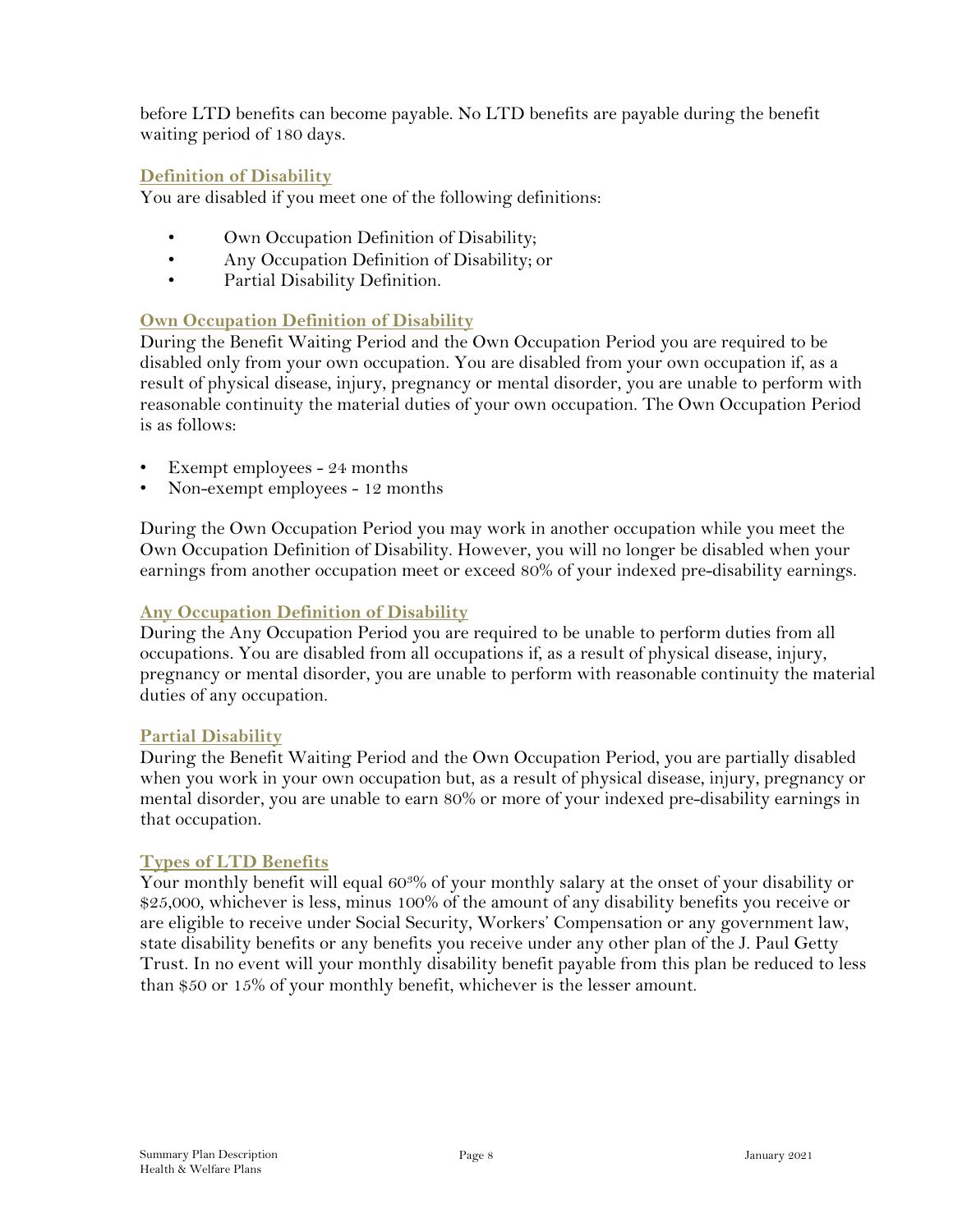before LTD benefits can become payable. No LTD benefits are payable during the benefit waiting period of 180 days.

### Definition of Disability

You are disabled if you meet one of the following definitions:

- Own Occupation Definition of Disability;
- Any Occupation Definition of Disability; or
- Partial Disability Definition.

### Own Occupation Definition of Disability

During the Benefit Waiting Period and the Own Occupation Period you are required to be disabled only from your own occupation. You are disabled from your own occupation if, as a result of physical disease, injury, pregnancy or mental disorder, you are unable to perform with reasonable continuity the material duties of your own occupation. The Own Occupation Period is as follows:

- Exempt employees - 24 months
- Non-exempt employees - 12 months

During the Own Occupation Period you may work in another occupation while you meet the Own Occupation Definition of Disability. However, you will no longer be disabled when your earnings from another occupation meet or exceed 80% of your indexed pre-disability earnings.

### Any Occupation Definition of Disability

During the Any Occupation Period you are required to be unable to perform duties from all occupations. You are disabled from all occupations if, as a result of physical disease, injury, pregnancy or mental disorder, you are unable to perform with reasonable continuity the material duties of any occupation.

### Partial Disability

During the Benefit Waiting Period and the Own Occupation Period, you are partially disabled when you work in your own occupation but, as a result of physical disease, injury, pregnancy or mental disorder, you are unable to earn 80% or more of your indexed pre-disability earnings in that occupation.

### Types of LTD Benefits

Your monthly benefit will equal 60[3]% of your monthly salary at the onset of your disability or $25,000, whichever is less, minus 100% of the amount of any disability benefits you receive or are eligible to receive under Social Security, Workers' Compensation or any government law, state disability benefits or any benefits you receive under any other plan of the J. Paul Getty Trust. In no event will your monthly disability benefit payable from this plan be reduced to less than $50 or 15% of your monthly benefit, whichever is the lesser amount.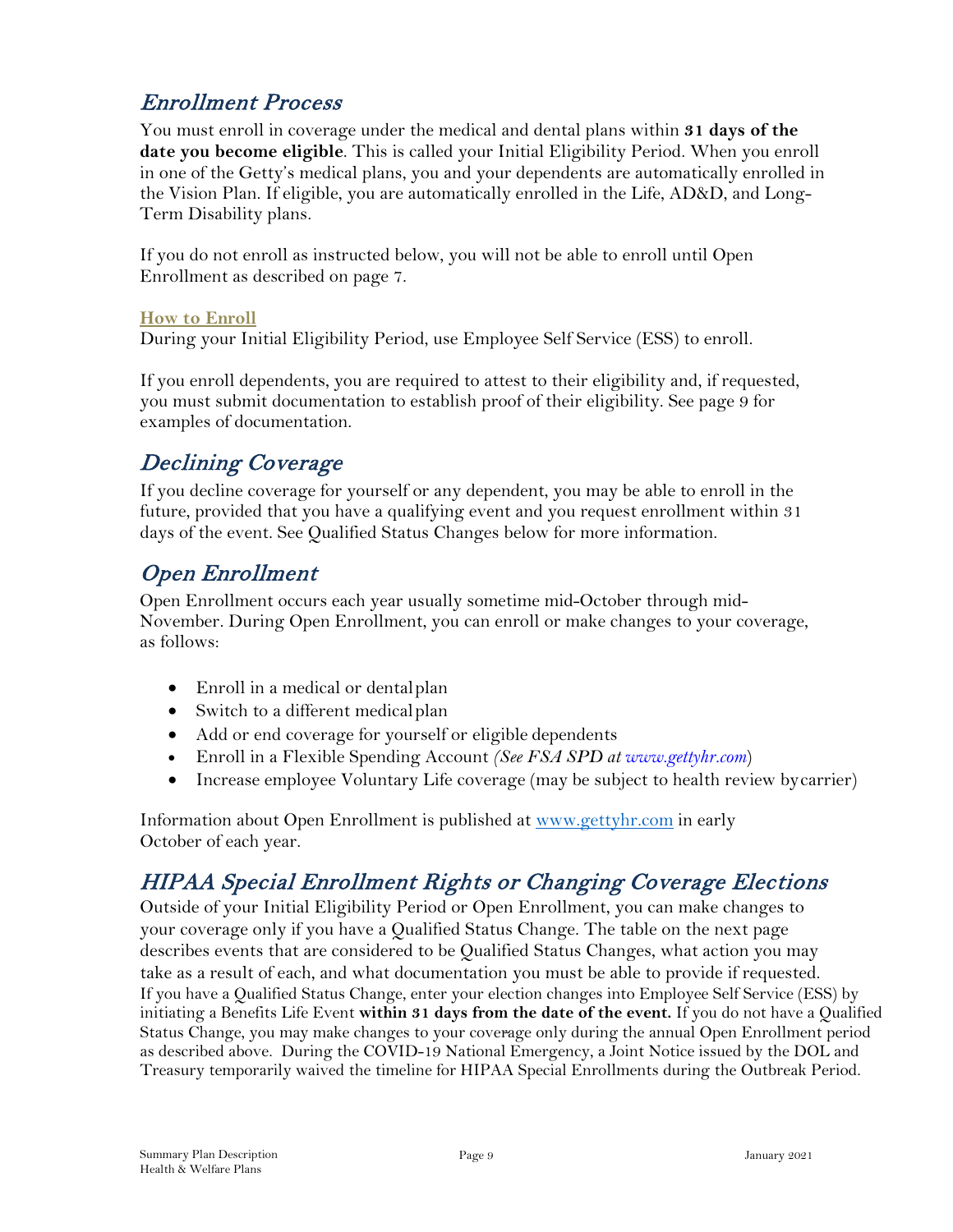## *Enrollment Process*

You must enroll in coverage under the medical and dental plans within **31 days of the date you become eligible**. This is called your Initial Eligibility Period. When you enroll in one of the Getty's medical plans, you and your dependents are automatically enrolled in the Vision Plan. If eligible, you are automatically enrolled in the Life, AD&D, and Long-Term Disability plans.

If you do not enroll as instructed below, you will not be able to enroll until Open Enrollment as described on page 7.

### How to Enroll

During your Initial Eligibility Period, use Employee Self Service (ESS) to enroll.

If you enroll dependents, you are required to attest to their eligibility and, if requested, you must submit documentation to establish proof of their eligibility. See page 9 for examples of documentation.

## *Declining Coverage*

If you decline coverage for yourself or any dependent, you may be able to enroll in the future, provided that you have a qualifying event and you request enrollment within 31 days of the event. See Qualified Status Changes below for more information.

## *Open Enrollment*

Open Enrollment occurs each year usually sometime mid-October through mid-November. During Open Enrollment, you can enroll or make changes to your coverage, as follows:

- Enroll in a medical or dental plan
- Switch to a different medical plan
- Add or end coverage for yourself or eligible dependents
- Enroll in a Flexible Spending Account *(See FSA SPD at www.gettyhr.com)*
- Increase employee Voluntary Life coverage (may be subject to health review by carrier)

Information about Open Enrollment is published at www.gettyhr.com in early October of each year.

## *HIPAA Special Enrollment Rights or Changing Coverage Elections*

Outside of your Initial Eligibility Period or Open Enrollment, you can make changes to your coverage only if you have a Qualified Status Change. The table on the next page describes events that are considered to be Qualified Status Changes, what action you may take as a result of each, and what documentation you must be able to provide if requested. If you have a Qualified Status Change, enter your election changes into Employee Self Service (ESS) by initiating a Benefits Life Event **within 31 days from the date of the event.** If you do not have a Qualified Status Change, you may make changes to your coverage only during the annual Open Enrollment period as described above. During the COVID-19 National Emergency, a Joint Notice issued by the DOL and Treasury temporarily waived the timeline for HIPAA Special Enrollments during the Outbreak Period.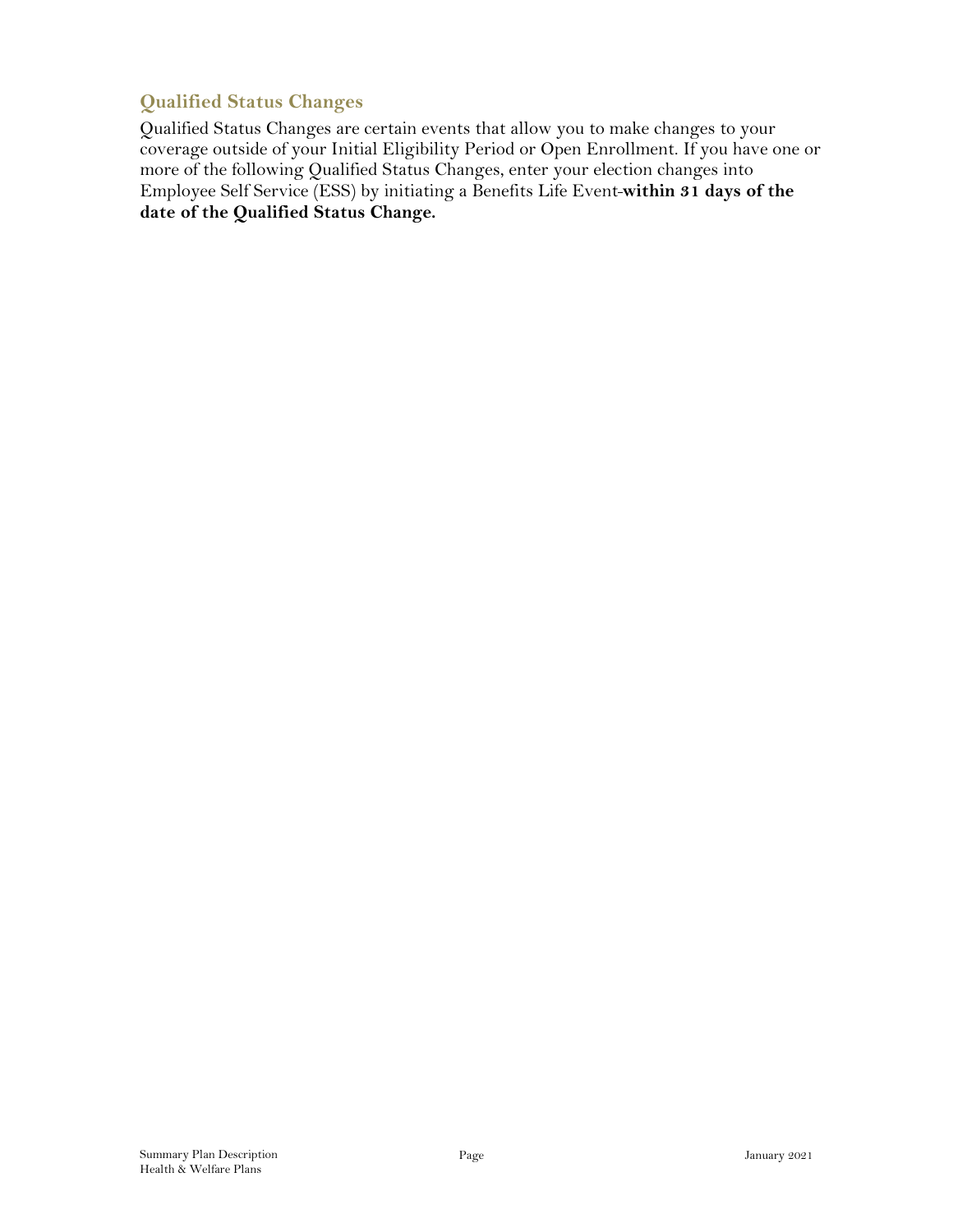## Qualified Status Changes

Qualified Status Changes are certain events that allow you to make changes to your coverage outside of your Initial Eligibility Period or Open Enrollment. If you have one or more of the following Qualified Status Changes, enter your election changes into Employee Self Service (ESS) by initiating a Benefits Life Event-**within 31 days of the date of the Qualified Status Change.**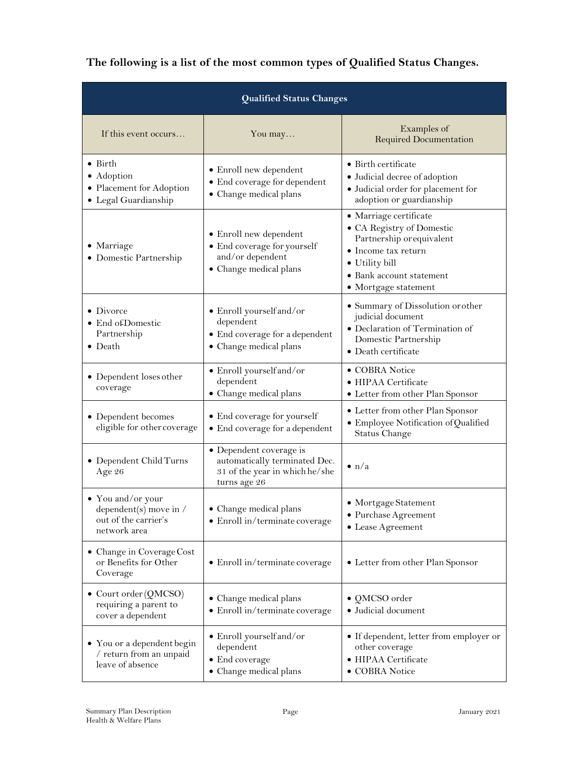**The following is a list of the most common types of Qualified Status Changes.**

| Qualified Status Changes | | |
|---|---|---|
| If this event occurs… | You may… | Examples of Required Documentation |
| • Birth<br>• Adoption<br>• Placement for Adoption<br>• Legal Guardianship | • Enroll new dependent<br>• End coverage for dependent<br>• Change medical plans | • Birth certificate<br>• Judicial decree of adoption<br>• Judicial order for placement for adoption or guardianship |
| • Marriage<br>• Domestic Partnership | • Enroll new dependent<br>• End coverage for yourself and/or dependent<br>• Change medical plans | • Marriage certificate<br>• CA Registry of Domestic Partnership or equivalent<br>• Income tax return<br>• Utility bill<br>• Bank account statement<br>• Mortgage statement |
| • Divorce<br>• End of Domestic Partnership<br>• Death | • Enroll yourself and/or dependent<br>• End coverage for a dependent<br>• Change medical plans | • Summary of Dissolution or other judicial document<br>• Declaration of Termination of Domestic Partnership<br>• Death certificate |
| • Dependent loses other coverage | • Enroll yourself and/or dependent<br>• Change medical plans | • COBRA Notice<br>• HIPAA Certificate<br>• Letter from other Plan Sponsor |
| • Dependent becomes eligible for other coverage | • End coverage for yourself<br>• End coverage for a dependent | • Letter from other Plan Sponsor<br>• Employee Notification of Qualified Status Change |
| • Dependent Child Turns Age 26 | • Dependent coverage is automatically terminated Dec. 31 of the year in which he/she turns age 26 | • n/a |
| • You and/or your dependent(s) move in / out of the carrier's network area | • Change medical plans<br>• Enroll in/terminate coverage | • Mortgage Statement<br>• Purchase Agreement<br>• Lease Agreement |
| • Change in Coverage Cost or Benefits for Other Coverage | • Enroll in/terminate coverage | • Letter from other Plan Sponsor |
| • Court order (QMCSO) requiring a parent to cover a dependent | • Change medical plans<br>• Enroll in/terminate coverage | • QMCSO order<br>• Judicial document |
| • You or a dependent begin / return from an unpaid leave of absence | • Enroll yourself and/or dependent<br>• End coverage<br>• Change medical plans | • If dependent, letter from employer or other coverage<br>• HIPAA Certificate<br>• COBRA Notice |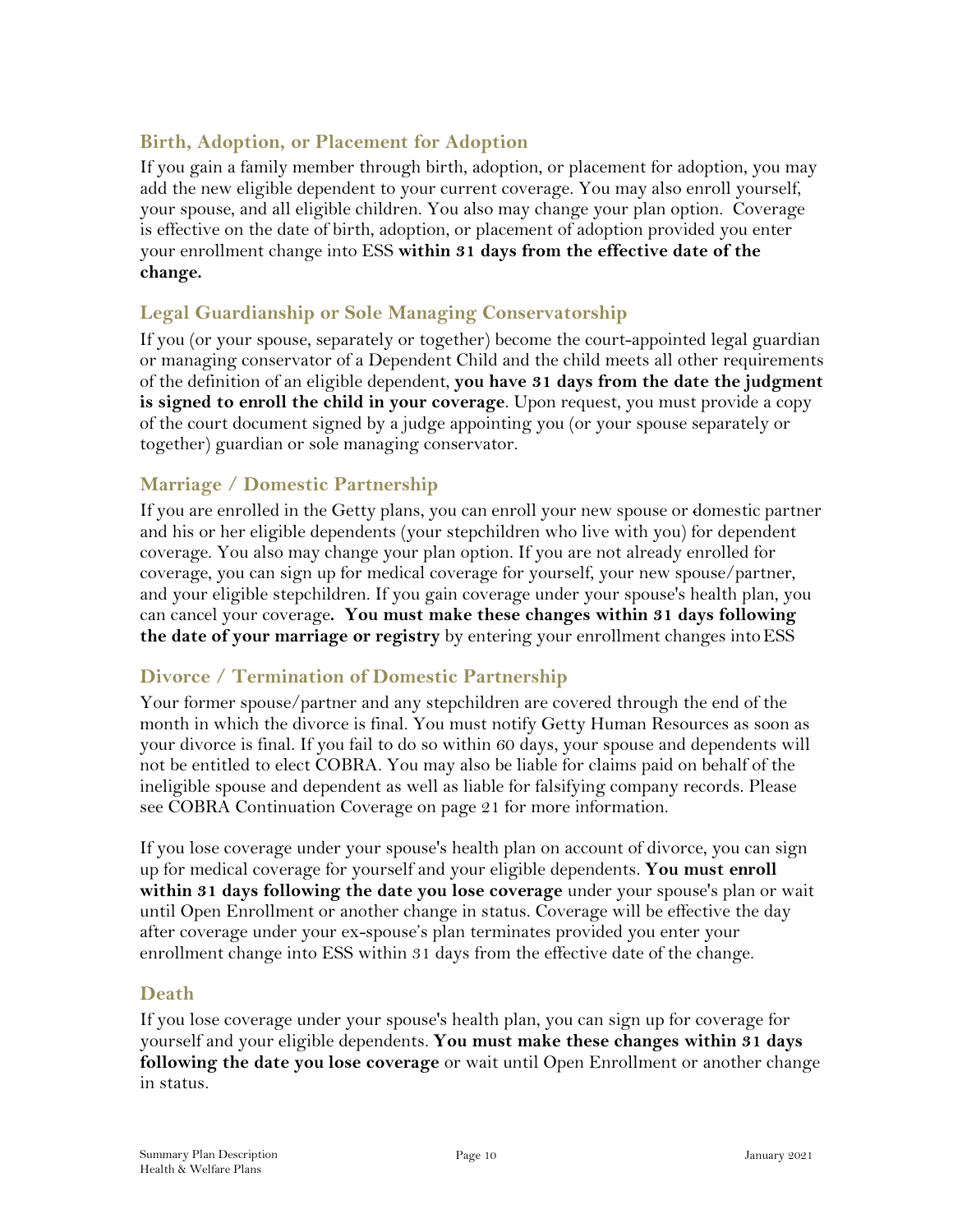### Birth, Adoption, or Placement for Adoption

If you gain a family member through birth, adoption, or placement for adoption, you may add the new eligible dependent to your current coverage. You may also enroll yourself, your spouse, and all eligible children. You also may change your plan option. Coverage is effective on the date of birth, adoption, or placement of adoption provided you enter your enrollment change into ESS **within 31 days from the effective date of the change.**

### Legal Guardianship or Sole Managing Conservatorship

If you (or your spouse, separately or together) become the court-appointed legal guardian or managing conservator of a Dependent Child and the child meets all other requirements of the definition of an eligible dependent, **you have 31 days from the date the judgment is signed to enroll the child in your coverage**. Upon request, you must provide a copy of the court document signed by a judge appointing you (or your spouse separately or together) guardian or sole managing conservator.

### Marriage / Domestic Partnership

If you are enrolled in the Getty plans, you can enroll your new spouse or domestic partner and his or her eligible dependents (your stepchildren who live with you) for dependent coverage. You also may change your plan option. If you are not already enrolled for coverage, you can sign up for medical coverage for yourself, your new spouse/partner, and your eligible stepchildren. If you gain coverage under your spouse's health plan, you can cancel your coverage**. You must make these changes within 31 days following the date of your marriage or registry** by entering your enrollment changes into ESS

### Divorce / Termination of Domestic Partnership

Your former spouse/partner and any stepchildren are covered through the end of the month in which the divorce is final. You must notify Getty Human Resources as soon as your divorce is final. If you fail to do so within 60 days, your spouse and dependents will not be entitled to elect COBRA. You may also be liable for claims paid on behalf of the ineligible spouse and dependent as well as liable for falsifying company records. Please see COBRA Continuation Coverage on page 21 for more information.

If you lose coverage under your spouse's health plan on account of divorce, you can sign up for medical coverage for yourself and your eligible dependents. **You must enroll within 31 days following the date you lose coverage** under your spouse's plan or wait until Open Enrollment or another change in status. Coverage will be effective the day after coverage under your ex-spouse's plan terminates provided you enter your enrollment change into ESS within 31 days from the effective date of the change.

### Death

If you lose coverage under your spouse's health plan, you can sign up for coverage for yourself and your eligible dependents. **You must make these changes within 31 days following the date you lose coverage** or wait until Open Enrollment or another change in status.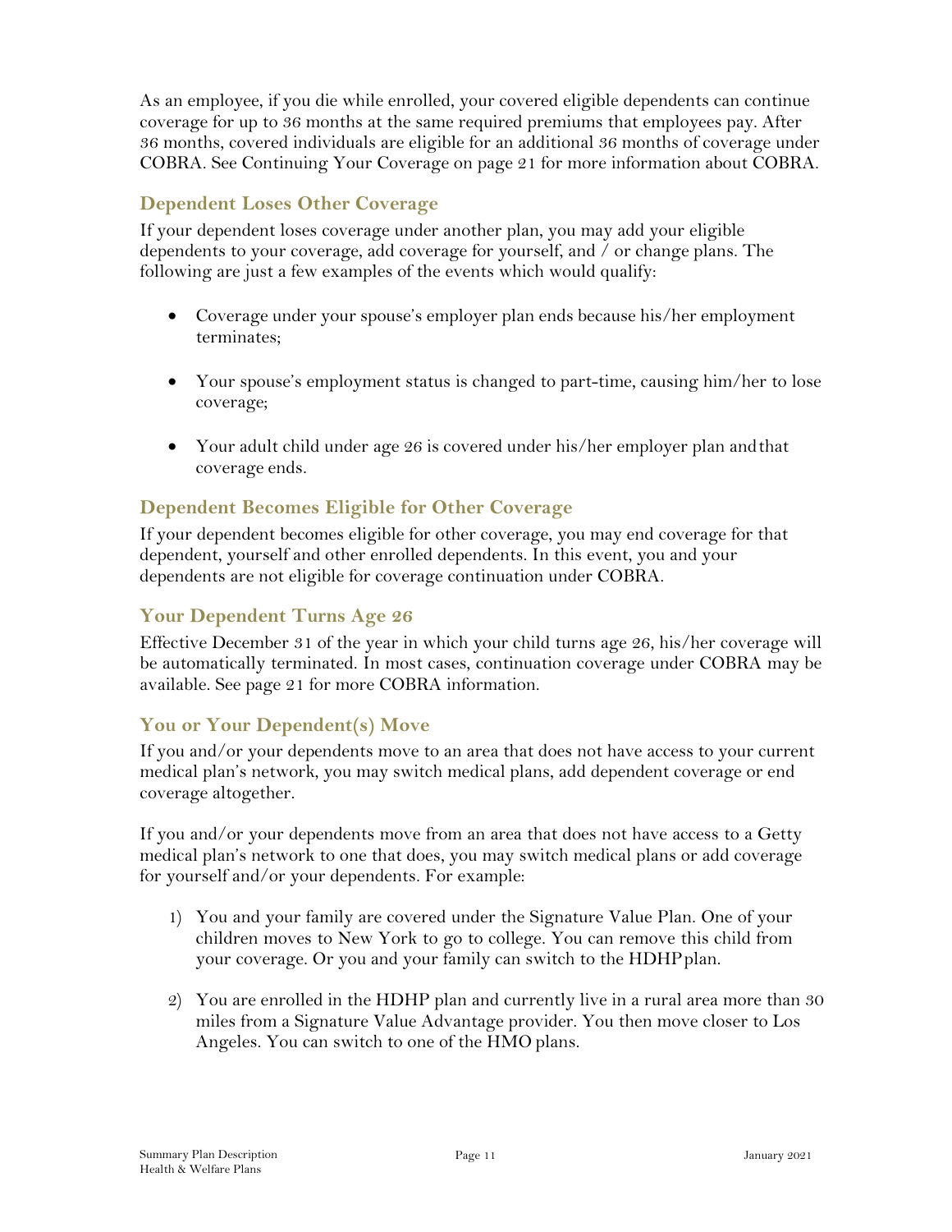As an employee, if you die while enrolled, your covered eligible dependents can continue coverage for up to 36 months at the same required premiums that employees pay. After 36 months, covered individuals are eligible for an additional 36 months of coverage under COBRA. See Continuing Your Coverage on page 21 for more information about COBRA.

### Dependent Loses Other Coverage

If your dependent loses coverage under another plan, you may add your eligible dependents to your coverage, add coverage for yourself, and / or change plans. The following are just a few examples of the events which would qualify:

- Coverage under your spouse's employer plan ends because his/her employment terminates;
- Your spouse's employment status is changed to part-time, causing him/her to lose coverage;
- Your adult child under age 26 is covered under his/her employer plan and that coverage ends.

### Dependent Becomes Eligible for Other Coverage

If your dependent becomes eligible for other coverage, you may end coverage for that dependent, yourself and other enrolled dependents. In this event, you and your dependents are not eligible for coverage continuation under COBRA.

### Your Dependent Turns Age 26

Effective December 31 of the year in which your child turns age 26, his/her coverage will be automatically terminated. In most cases, continuation coverage under COBRA may be available. See page 21 for more COBRA information.

### You or Your Dependent(s) Move

If you and/or your dependents move to an area that does not have access to your current medical plan's network, you may switch medical plans, add dependent coverage or end coverage altogether.

If you and/or your dependents move from an area that does not have access to a Getty medical plan's network to one that does, you may switch medical plans or add coverage for yourself and/or your dependents. For example:

1) You and your family are covered under the Signature Value Plan. One of your children moves to New York to go to college. You can remove this child from your coverage. Or you and your family can switch to the HDHP plan.
2) You are enrolled in the HDHP plan and currently live in a rural area more than 30 miles from a Signature Value Advantage provider. You then move closer to Los Angeles. You can switch to one of the HMO plans.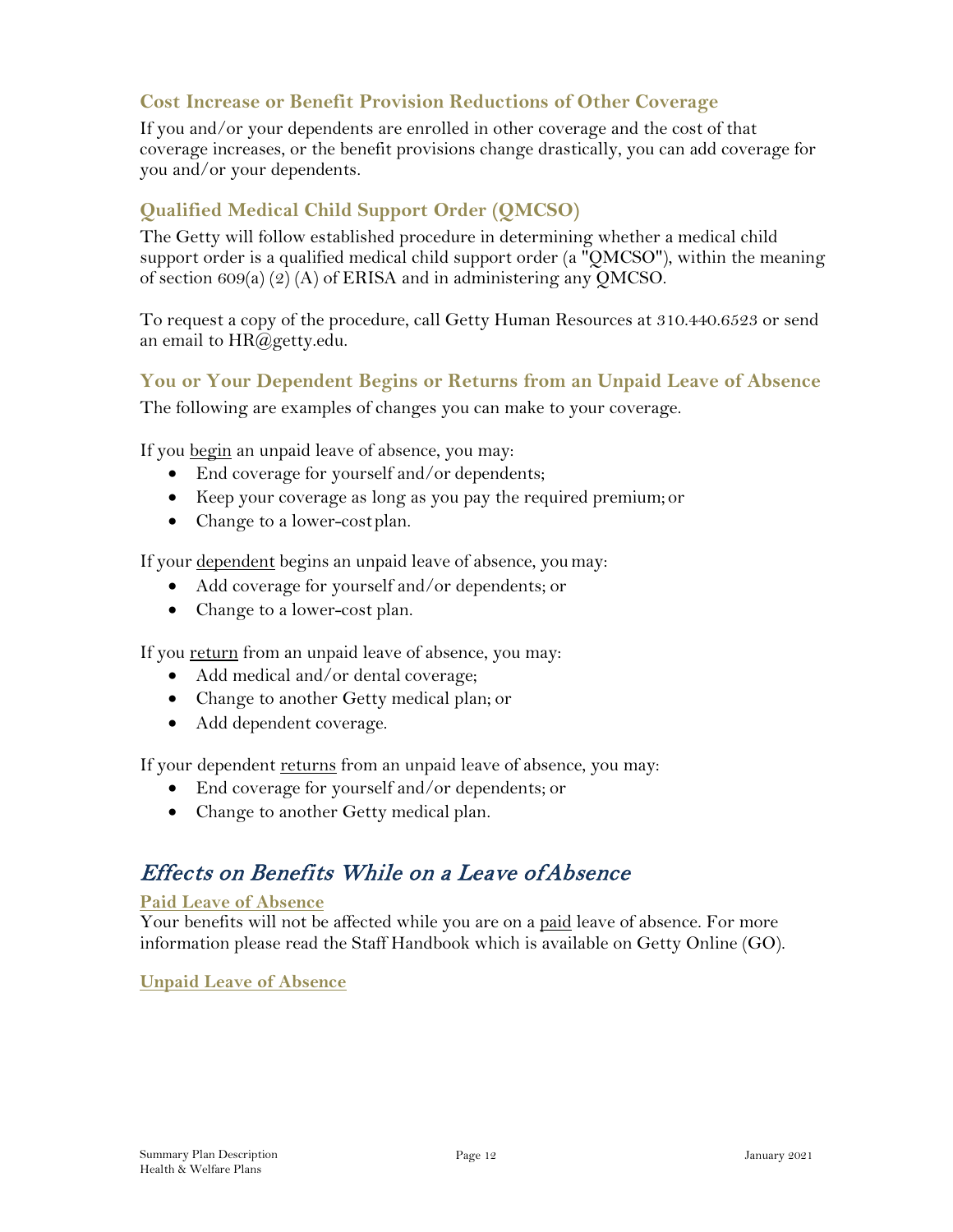### Cost Increase or Benefit Provision Reductions of Other Coverage

If you and/or your dependents are enrolled in other coverage and the cost of that coverage increases, or the benefit provisions change drastically, you can add coverage for you and/or your dependents.

### Qualified Medical Child Support Order (QMCSO)

The Getty will follow established procedure in determining whether a medical child support order is a qualified medical child support order (a "QMCSO"), within the meaning of section 609(a) (2) (A) of ERISA and in administering any QMCSO.

To request a copy of the procedure, call Getty Human Resources at 310.440.6523 or send an email to HR@getty.edu.

### You or Your Dependent Begins or Returns from an Unpaid Leave of Absence

The following are examples of changes you can make to your coverage.

If you <u>begin</u> an unpaid leave of absence, you may:

- End coverage for yourself and/or dependents;
- Keep your coverage as long as you pay the required premium; or
- Change to a lower-cost plan.

If your <u>dependent</u> begins an unpaid leave of absence, you may:

- Add coverage for yourself and/or dependents; or
- Change to a lower-cost plan.

If you <u>return</u> from an unpaid leave of absence, you may:

- Add medical and/or dental coverage;
- Change to another Getty medical plan; or
- Add dependent coverage.

If your dependent <u>returns</u> from an unpaid leave of absence, you may:

- End coverage for yourself and/or dependents; or
- Change to another Getty medical plan.

## *Effects on Benefits While on a Leave of Absence*

### <u>Paid Leave of Absence</u>

Your benefits will not be affected while you are on a <u>paid</u> leave of absence. For more information please read the Staff Handbook which is available on Getty Online (GO).

### <u>Unpaid Leave of Absence</u>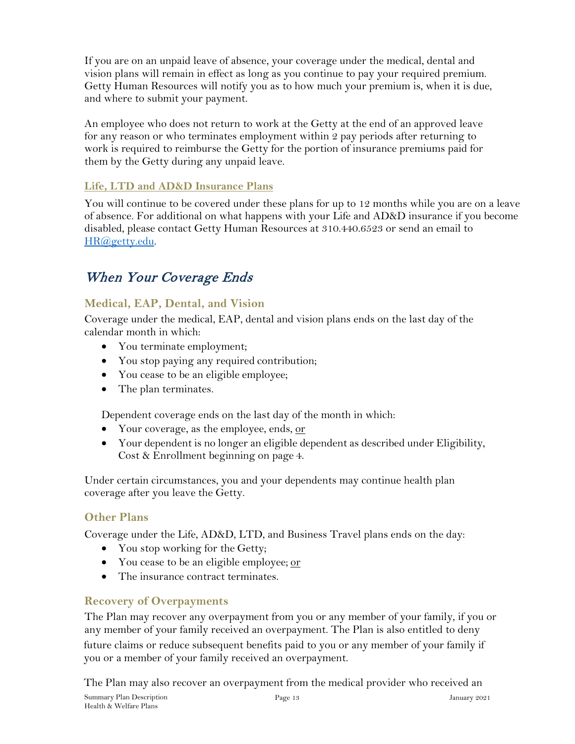If you are on an unpaid leave of absence, your coverage under the medical, dental and vision plans will remain in effect as long as you continue to pay your required premium. Getty Human Resources will notify you as to how much your premium is, when it is due, and where to submit your payment.

An employee who does not return to work at the Getty at the end of an approved leave for any reason or who terminates employment within 2 pay periods after returning to work is required to reimburse the Getty for the portion of insurance premiums paid for them by the Getty during any unpaid leave.

#### Life, LTD and AD&D Insurance Plans

You will continue to be covered under these plans for up to 12 months while you are on a leave of absence. For additional on what happens with your Life and AD&D insurance if you become disabled, please contact Getty Human Resources at 310.440.6523 or send an email to HR@getty.edu.

## *When Your Coverage Ends*

### Medical, EAP, Dental, and Vision

Coverage under the medical, EAP, dental and vision plans ends on the last day of the calendar month in which:

- You terminate employment;
- You stop paying any required contribution;
- You cease to be an eligible employee;
- The plan terminates.

Dependent coverage ends on the last day of the month in which:

- Your coverage, as the employee, ends, <u>or</u>
- Your dependent is no longer an eligible dependent as described under Eligibility, Cost & Enrollment beginning on page 4.

Under certain circumstances, you and your dependents may continue health plan coverage after you leave the Getty.

### Other Plans

Coverage under the Life, AD&D, LTD, and Business Travel plans ends on the day:

- You stop working for the Getty;
- You cease to be an eligible employee; <u>or</u>
- The insurance contract terminates.

### Recovery of Overpayments

The Plan may recover any overpayment from you or any member of your family, if you or any member of your family received an overpayment. The Plan is also entitled to deny future claims or reduce subsequent benefits paid to you or any member of your family if you or a member of your family received an overpayment.

The Plan may also recover an overpayment from the medical provider who received an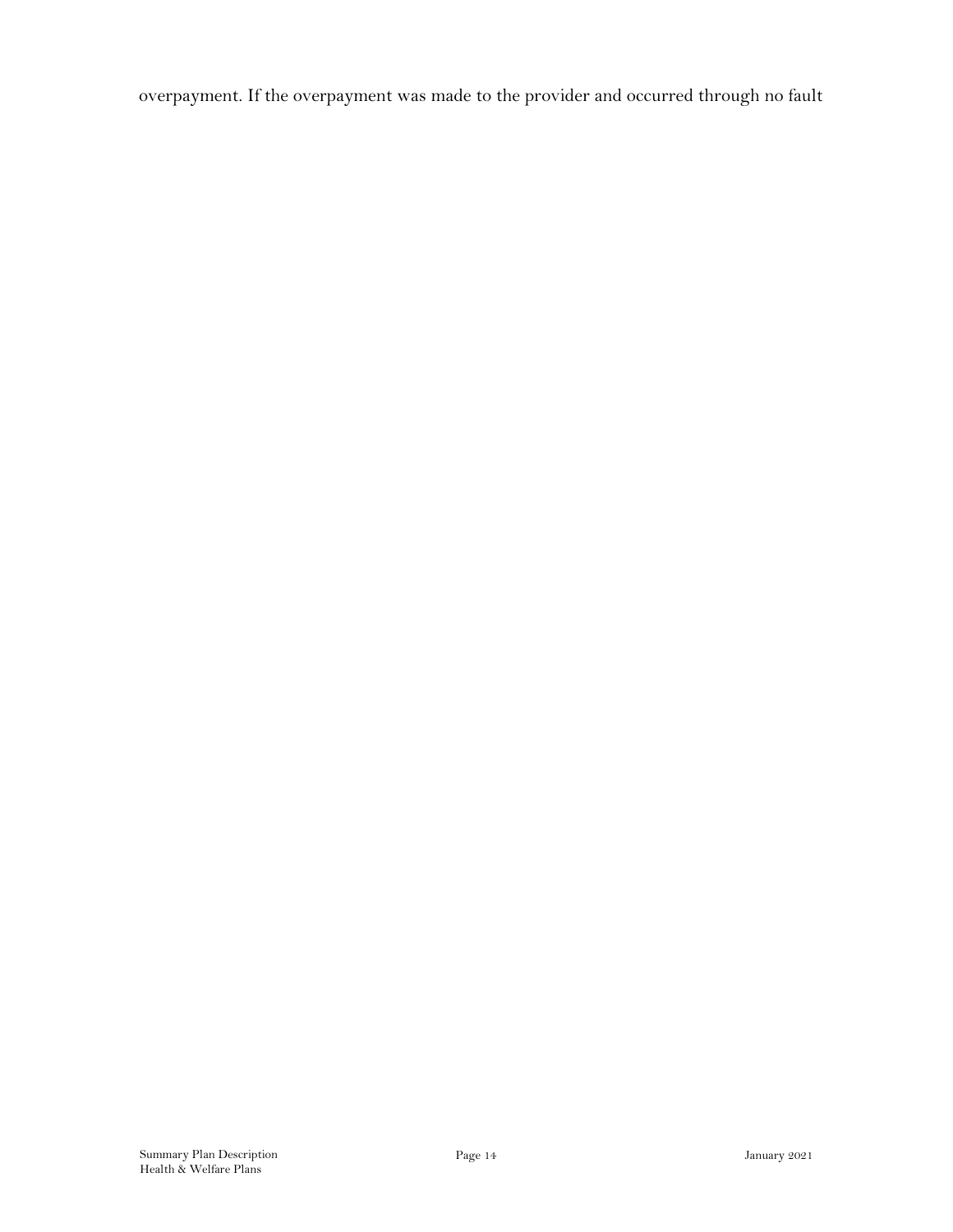overpayment. If the overpayment was made to the provider and occurred through no fault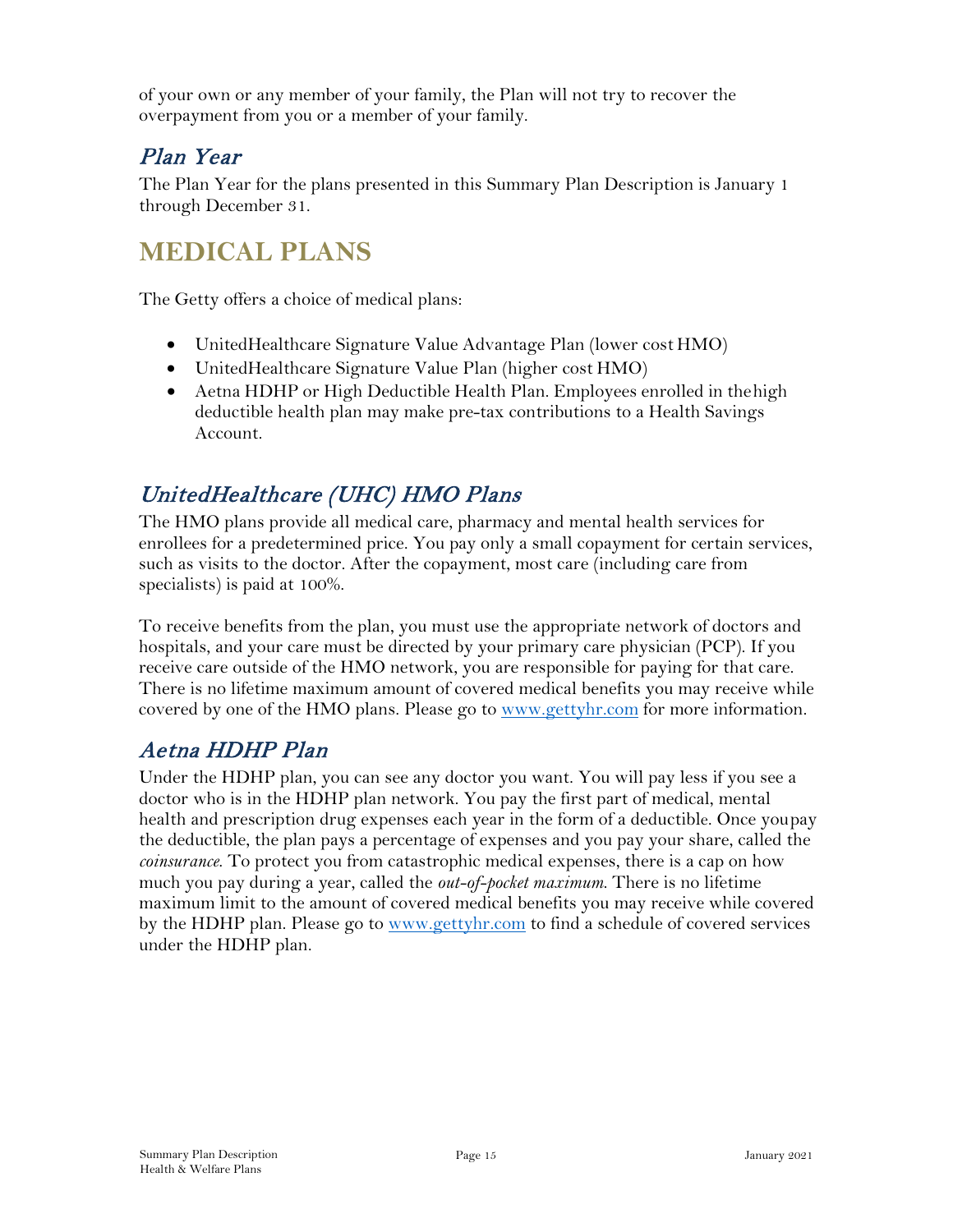of your own or any member of your family, the Plan will not try to recover the overpayment from you or a member of your family.

### *Plan Year*

The Plan Year for the plans presented in this Summary Plan Description is January 1 through December 31.

## MEDICAL PLANS

The Getty offers a choice of medical plans:

- UnitedHealthcare Signature Value Advantage Plan (lower cost HMO)
- UnitedHealthcare Signature Value Plan (higher cost HMO)
- Aetna HDHP or High Deductible Health Plan. Employees enrolled in the high deductible health plan may make pre-tax contributions to a Health Savings Account.

### *UnitedHealthcare (UHC) HMO Plans*

The HMO plans provide all medical care, pharmacy and mental health services for enrollees for a predetermined price. You pay only a small copayment for certain services, such as visits to the doctor. After the copayment, most care (including care from specialists) is paid at 100%.

To receive benefits from the plan, you must use the appropriate network of doctors and hospitals, and your care must be directed by your primary care physician (PCP). If you receive care outside of the HMO network, you are responsible for paying for that care. There is no lifetime maximum amount of covered medical benefits you may receive while covered by one of the HMO plans. Please go to www.gettyhr.com for more information.

### *Aetna HDHP Plan*

Under the HDHP plan, you can see any doctor you want. You will pay less if you see a doctor who is in the HDHP plan network. You pay the first part of medical, mental health and prescription drug expenses each year in the form of a deductible. Once you pay the deductible, the plan pays a percentage of expenses and you pay your share, called the *coinsurance*. To protect you from catastrophic medical expenses, there is a cap on how much you pay during a year, called the *out-of-pocket maximum*. There is no lifetime maximum limit to the amount of covered medical benefits you may receive while covered by the HDHP plan. Please go to www.gettyhr.com to find a schedule of covered services under the HDHP plan.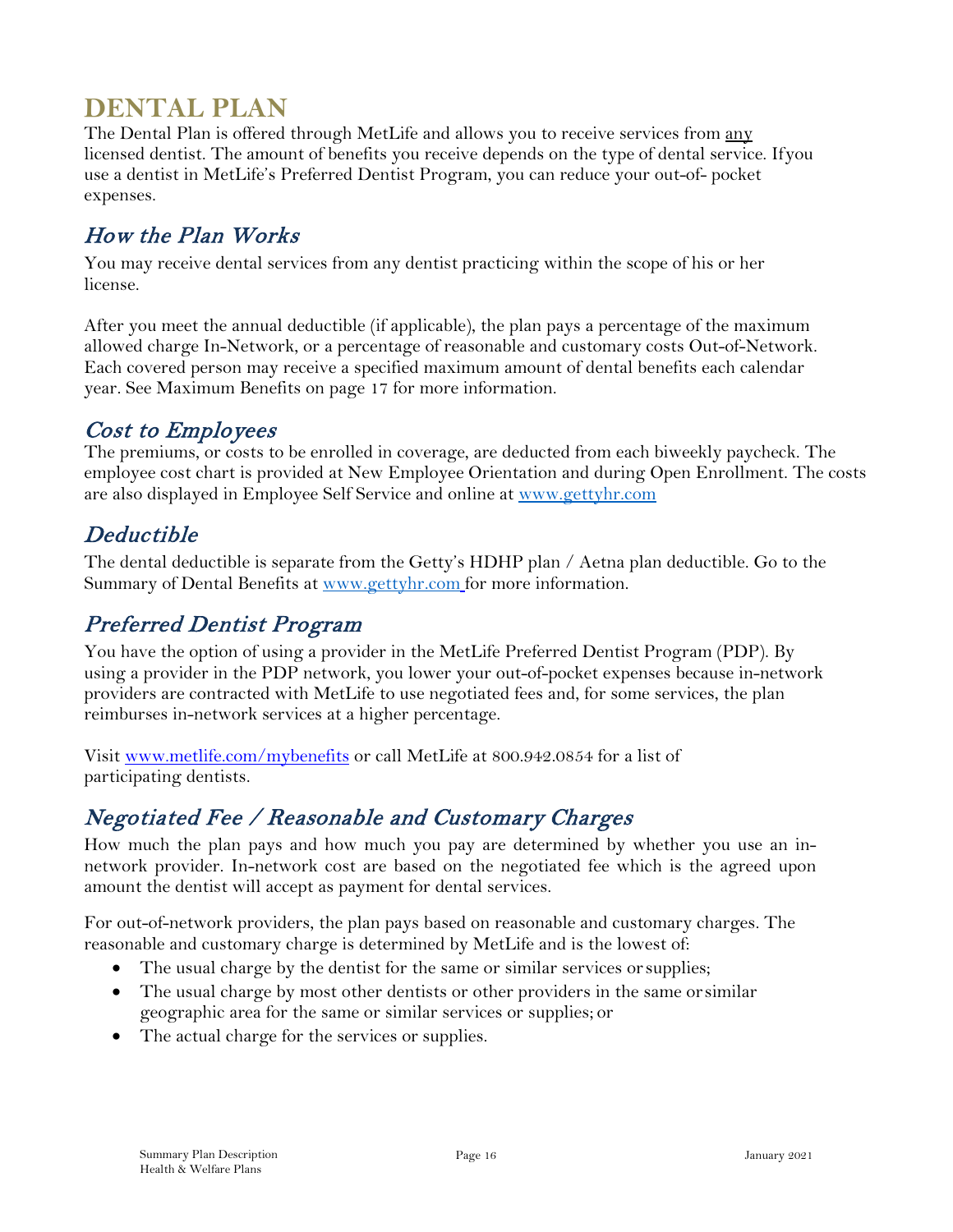# DENTAL PLAN

The Dental Plan is offered through MetLife and allows you to receive services from any licensed dentist. The amount of benefits you receive depends on the type of dental service. If you use a dentist in MetLife's Preferred Dentist Program, you can reduce your out-of- pocket expenses.

## *How the Plan Works*

You may receive dental services from any dentist practicing within the scope of his or her license.

After you meet the annual deductible (if applicable), the plan pays a percentage of the maximum allowed charge In-Network, or a percentage of reasonable and customary costs Out-of-Network. Each covered person may receive a specified maximum amount of dental benefits each calendar year. See Maximum Benefits on page 17 for more information.

## *Cost to Employees*

The premiums, or costs to be enrolled in coverage, are deducted from each biweekly paycheck. The employee cost chart is provided at New Employee Orientation and during Open Enrollment. The costs are also displayed in Employee Self Service and online at [www.gettyhr.com](http://www.gettyhr.com)

## *Deductible*

The dental deductible is separate from the Getty's HDHP plan / Aetna plan deductible. Go to the Summary of Dental Benefits at [www.gettyhr.com](http://www.gettyhr.com) for more information.

## *Preferred Dentist Program*

You have the option of using a provider in the MetLife Preferred Dentist Program (PDP). By using a provider in the PDP network, you lower your out-of-pocket expenses because in-network providers are contracted with MetLife to use negotiated fees and, for some services, the plan reimburses in-network services at a higher percentage.

Visit [www.metlife.com/mybenefits](http://www.metlife.com/mybenefits) or call MetLife at 800.942.0854 for a list of participating dentists.

## *Negotiated Fee / Reasonable and Customary Charges*

How much the plan pays and how much you pay are determined by whether you use an in-network provider. In-network cost are based on the negotiated fee which is the agreed upon amount the dentist will accept as payment for dental services.

For out-of-network providers, the plan pays based on reasonable and customary charges. The reasonable and customary charge is determined by MetLife and is the lowest of:

- The usual charge by the dentist for the same or similar services or supplies;
- The usual charge by most other dentists or other providers in the same or similar geographic area for the same or similar services or supplies; or
- The actual charge for the services or supplies.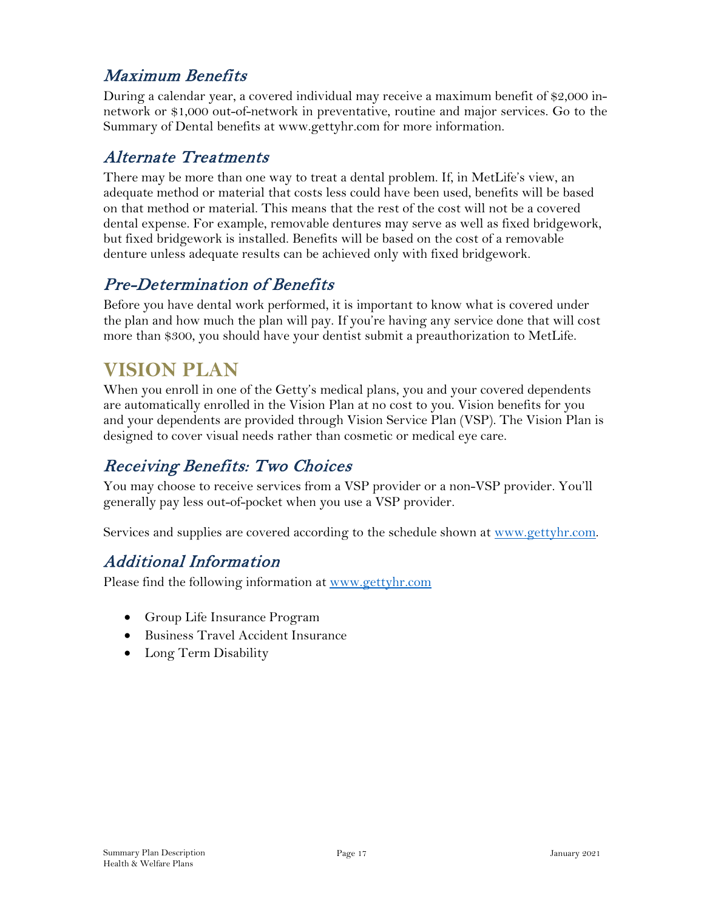### *Maximum Benefits*

During a calendar year, a covered individual may receive a maximum benefit of $2,000 in-network or $1,000 out-of-network in preventative, routine and major services. Go to the Summary of Dental benefits at www.gettyhr.com for more information.

### *Alternate Treatments*

There may be more than one way to treat a dental problem. If, in MetLife's view, an adequate method or material that costs less could have been used, benefits will be based on that method or material. This means that the rest of the cost will not be a covered dental expense. For example, removable dentures may serve as well as fixed bridgework, but fixed bridgework is installed. Benefits will be based on the cost of a removable denture unless adequate results can be achieved only with fixed bridgework.

### *Pre-Determination of Benefits*

Before you have dental work performed, it is important to know what is covered under the plan and how much the plan will pay. If you're having any service done that will cost more than $300, you should have your dentist submit a preauthorization to MetLife.

## VISION PLAN

When you enroll in one of the Getty's medical plans, you and your covered dependents are automatically enrolled in the Vision Plan at no cost to you. Vision benefits for you and your dependents are provided through Vision Service Plan (VSP). The Vision Plan is designed to cover visual needs rather than cosmetic or medical eye care.

### *Receiving Benefits: Two Choices*

You may choose to receive services from a VSP provider or a non-VSP provider. You'll generally pay less out-of-pocket when you use a VSP provider.

Services and supplies are covered according to the schedule shown at www.gettyhr.com.

### *Additional Information*

Please find the following information at www.gettyhr.com

- Group Life Insurance Program
- Business Travel Accident Insurance
- Long Term Disability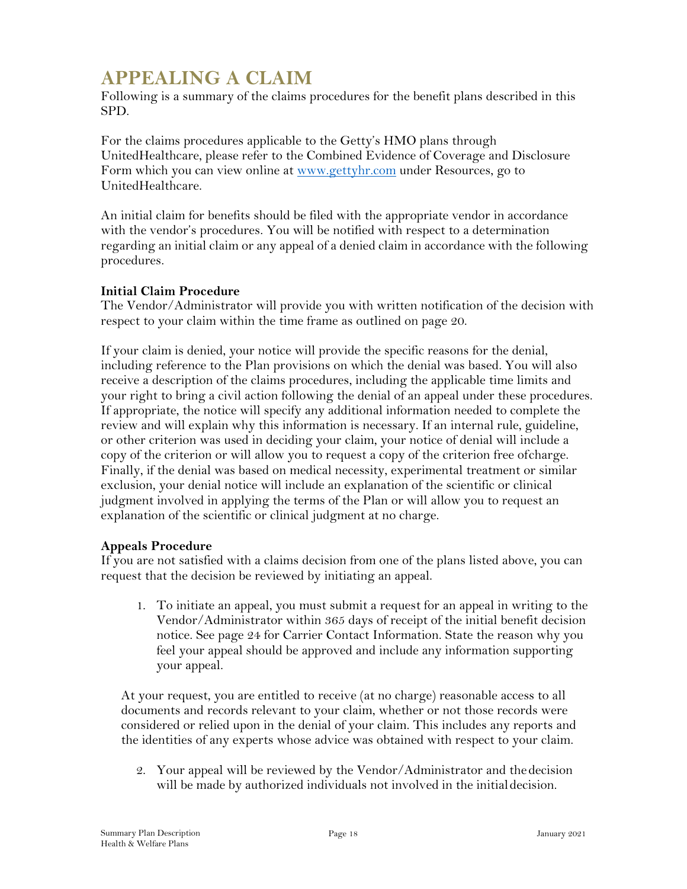# APPEALING A CLAIM

Following is a summary of the claims procedures for the benefit plans described in this SPD.

For the claims procedures applicable to the Getty's HMO plans through UnitedHealthcare, please refer to the Combined Evidence of Coverage and Disclosure Form which you can view online at www.gettyhr.com under Resources, go to UnitedHealthcare.

An initial claim for benefits should be filed with the appropriate vendor in accordance with the vendor's procedures. You will be notified with respect to a determination regarding an initial claim or any appeal of a denied claim in accordance with the following procedures.

**Initial Claim Procedure**

The Vendor/Administrator will provide you with written notification of the decision with respect to your claim within the time frame as outlined on page 20.

If your claim is denied, your notice will provide the specific reasons for the denial, including reference to the Plan provisions on which the denial was based. You will also receive a description of the claims procedures, including the applicable time limits and your right to bring a civil action following the denial of an appeal under these procedures. If appropriate, the notice will specify any additional information needed to complete the review and will explain why this information is necessary. If an internal rule, guideline, or other criterion was used in deciding your claim, your notice of denial will include a copy of the criterion or will allow you to request a copy of the criterion free ofcharge. Finally, if the denial was based on medical necessity, experimental treatment or similar exclusion, your denial notice will include an explanation of the scientific or clinical judgment involved in applying the terms of the Plan or will allow you to request an explanation of the scientific or clinical judgment at no charge.

**Appeals Procedure**

If you are not satisfied with a claims decision from one of the plans listed above, you can request that the decision be reviewed by initiating an appeal.

1. To initiate an appeal, you must submit a request for an appeal in writing to the Vendor/Administrator within 365 days of receipt of the initial benefit decision notice. See page 24 for Carrier Contact Information. State the reason why you feel your appeal should be approved and include any information supporting your appeal.

At your request, you are entitled to receive (at no charge) reasonable access to all documents and records relevant to your claim, whether or not those records were considered or relied upon in the denial of your claim. This includes any reports and the identities of any experts whose advice was obtained with respect to your claim.

2. Your appeal will be reviewed by the Vendor/Administrator and the decision will be made by authorized individuals not involved in the initial decision.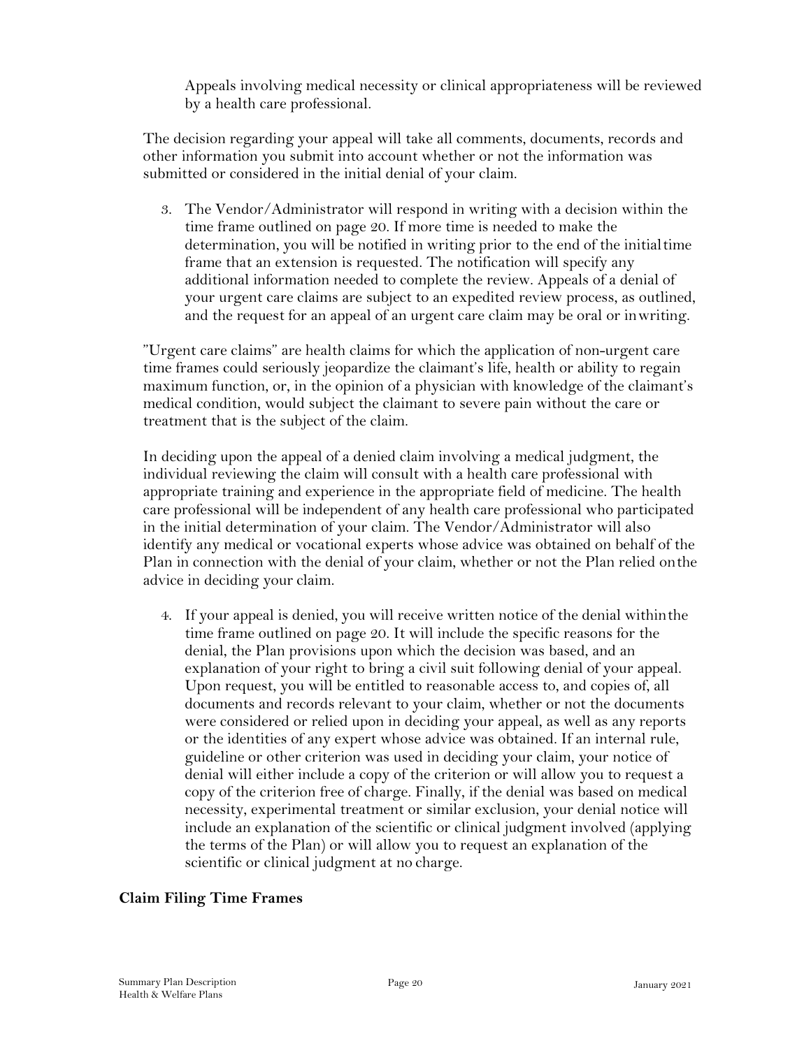Appeals involving medical necessity or clinical appropriateness will be reviewed by a health care professional.

The decision regarding your appeal will take all comments, documents, records and other information you submit into account whether or not the information was submitted or considered in the initial denial of your claim.

3. The Vendor/Administrator will respond in writing with a decision within the time frame outlined on page 20. If more time is needed to make the determination, you will be notified in writing prior to the end of the initial time frame that an extension is requested. The notification will specify any additional information needed to complete the review. Appeals of a denial of your urgent care claims are subject to an expedited review process, as outlined, and the request for an appeal of an urgent care claim may be oral or in writing.

"Urgent care claims" are health claims for which the application of non-urgent care time frames could seriously jeopardize the claimant's life, health or ability to regain maximum function, or, in the opinion of a physician with knowledge of the claimant's medical condition, would subject the claimant to severe pain without the care or treatment that is the subject of the claim.

In deciding upon the appeal of a denied claim involving a medical judgment, the individual reviewing the claim will consult with a health care professional with appropriate training and experience in the appropriate field of medicine. The health care professional will be independent of any health care professional who participated in the initial determination of your claim. The Vendor/Administrator will also identify any medical or vocational experts whose advice was obtained on behalf of the Plan in connection with the denial of your claim, whether or not the Plan relied on the advice in deciding your claim.

4. If your appeal is denied, you will receive written notice of the denial within the time frame outlined on page 20. It will include the specific reasons for the denial, the Plan provisions upon which the decision was based, and an explanation of your right to bring a civil suit following denial of your appeal. Upon request, you will be entitled to reasonable access to, and copies of, all documents and records relevant to your claim, whether or not the documents were considered or relied upon in deciding your appeal, as well as any reports or the identities of any expert whose advice was obtained. If an internal rule, guideline or other criterion was used in deciding your claim, your notice of denial will either include a copy of the criterion or will allow you to request a copy of the criterion free of charge. Finally, if the denial was based on medical necessity, experimental treatment or similar exclusion, your denial notice will include an explanation of the scientific or clinical judgment involved (applying the terms of the Plan) or will allow you to request an explanation of the scientific or clinical judgment at no charge.

**Claim Filing Time Frames**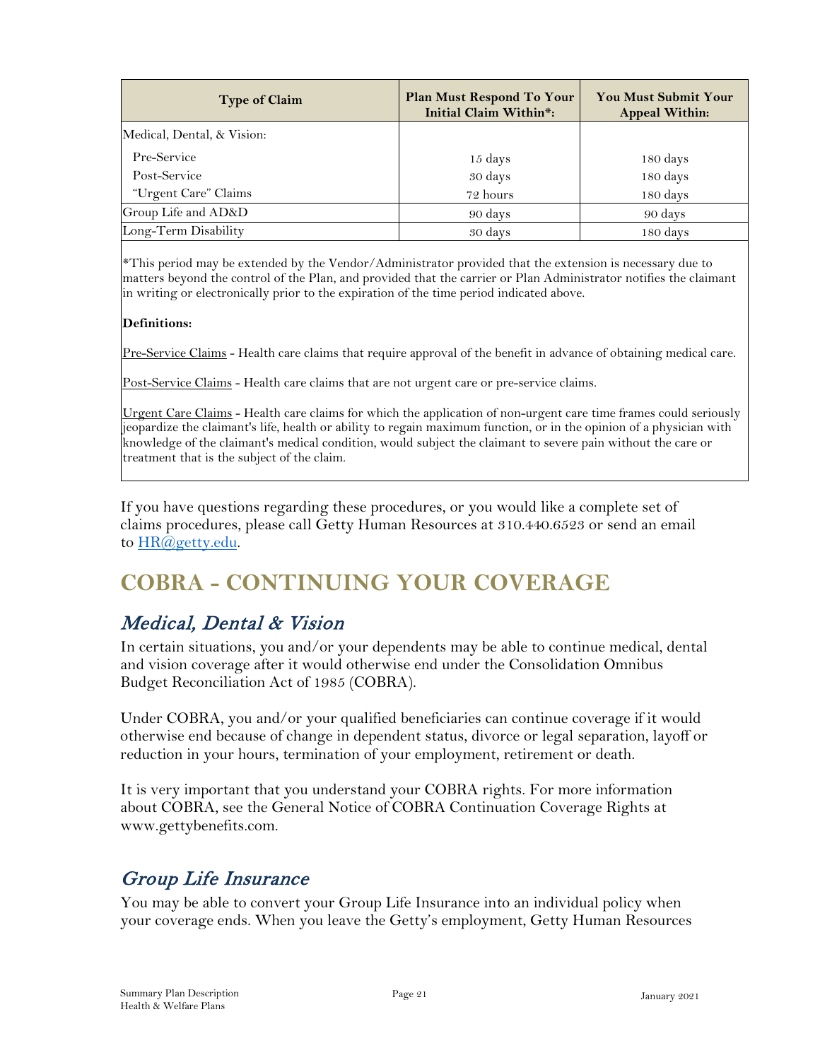| Type of Claim | Plan Must Respond To Your Initial Claim Within*: | You Must Submit Your Appeal Within: |
|---|---|---|
| Medical, Dental, & Vision: | | |
| Pre-Service | 15 days | 180 days |
| Post-Service | 30 days | 180 days |
| "Urgent Care" Claims | 72 hours | 180 days |
| Group Life and AD&D | 90 days | 90 days |
| Long-Term Disability | 30 days | 180 days |

*This period may be extended by the Vendor/Administrator provided that the extension is necessary due to matters beyond the control of the Plan, and provided that the carrier or Plan Administrator notifies the claimant in writing or electronically prior to the expiration of the time period indicated above.

**Definitions:**

Pre-Service Claims - Health care claims that require approval of the benefit in advance of obtaining medical care.

Post-Service Claims - Health care claims that are not urgent care or pre-service claims.

Urgent Care Claims - Health care claims for which the application of non-urgent care time frames could seriously jeopardize the claimant's life, health or ability to regain maximum function, or in the opinion of a physician with knowledge of the claimant's medical condition, would subject the claimant to severe pain without the care or treatment that is the subject of the claim.

If you have questions regarding these procedures, or you would like a complete set of claims procedures, please call Getty Human Resources at 310.440.6523 or send an email to HR@getty.edu.

# COBRA - CONTINUING YOUR COVERAGE

## *Medical, Dental & Vision*

In certain situations, you and/or your dependents may be able to continue medical, dental and vision coverage after it would otherwise end under the Consolidation Omnibus Budget Reconciliation Act of 1985 (COBRA).

Under COBRA, you and/or your qualified beneficiaries can continue coverage if it would otherwise end because of change in dependent status, divorce or legal separation, layoff or reduction in your hours, termination of your employment, retirement or death.

It is very important that you understand your COBRA rights. For more information about COBRA, see the General Notice of COBRA Continuation Coverage Rights at www.gettybenefits.com.

## *Group Life Insurance*

You may be able to convert your Group Life Insurance into an individual policy when your coverage ends. When you leave the Getty's employment, Getty Human Resources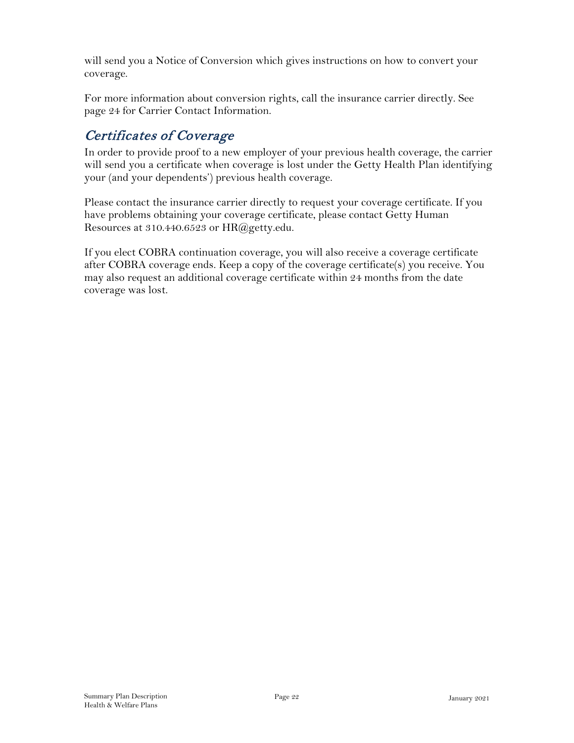will send you a Notice of Conversion which gives instructions on how to convert your coverage.

For more information about conversion rights, call the insurance carrier directly. See page 24 for Carrier Contact Information.

## *Certificates of Coverage*

In order to provide proof to a new employer of your previous health coverage, the carrier will send you a certificate when coverage is lost under the Getty Health Plan identifying your (and your dependents') previous health coverage.

Please contact the insurance carrier directly to request your coverage certificate. If you have problems obtaining your coverage certificate, please contact Getty Human Resources at 310.440.6523 or HR@getty.edu.

If you elect COBRA continuation coverage, you will also receive a coverage certificate after COBRA coverage ends. Keep a copy of the coverage certificate(s) you receive. You may also request an additional coverage certificate within 24 months from the date coverage was lost.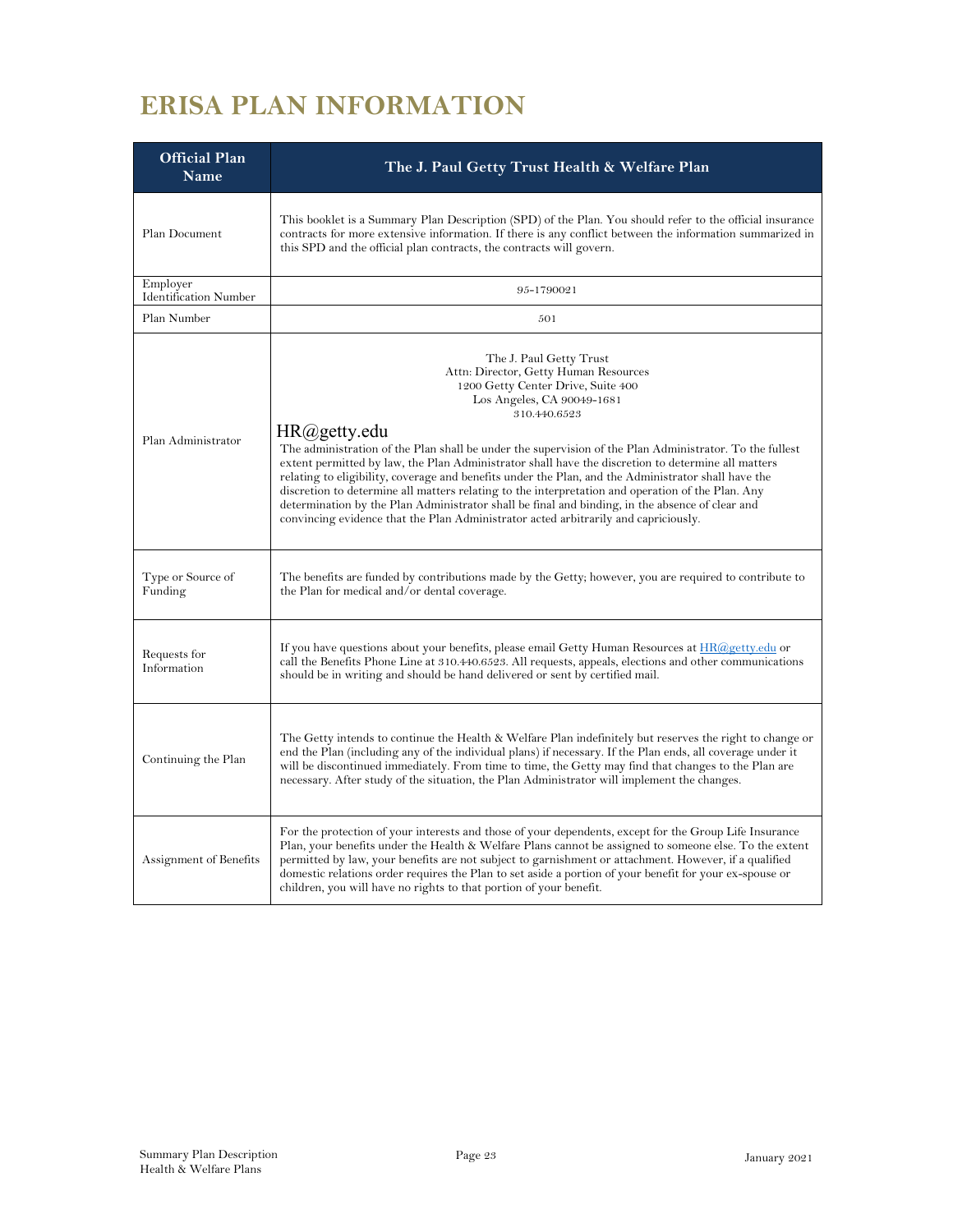# ERISA PLAN INFORMATION

| Official Plan Name | The J. Paul Getty Trust Health & Welfare Plan |
|---|---|
| Plan Document | This booklet is a Summary Plan Description (SPD) of the Plan. You should refer to the official insurance contracts for more extensive information. If there is any conflict between the information summarized in this SPD and the official plan contracts, the contracts will govern. |
| Employer Identification Number | 95-1790021 |
| Plan Number | 501 |
| Plan Administrator | The J. Paul Getty Trust<br>Attn: Director, Getty Human Resources<br>1200 Getty Center Drive, Suite 400<br>Los Angeles, CA 90049-1681<br>310.440.6523<br>HR@getty.edu<br>The administration of the Plan shall be under the supervision of the Plan Administrator. To the fullest extent permitted by law, the Plan Administrator shall have the discretion to determine all matters relating to eligibility, coverage and benefits under the Plan, and the Administrator shall have the discretion to determine all matters relating to the interpretation and operation of the Plan. Any determination by the Plan Administrator shall be final and binding, in the absence of clear and convincing evidence that the Plan Administrator acted arbitrarily and capriciously. |
| Type or Source of Funding | The benefits are funded by contributions made by the Getty; however, you are required to contribute to the Plan for medical and/or dental coverage. |
| Requests for Information | If you have questions about your benefits, please email Getty Human Resources at HR@getty.edu or call the Benefits Phone Line at 310.440.6523. All requests, appeals, elections and other communications should be in writing and should be hand delivered or sent by certified mail. |
| Continuing the Plan | The Getty intends to continue the Health & Welfare Plan indefinitely but reserves the right to change or end the Plan (including any of the individual plans) if necessary. If the Plan ends, all coverage under it will be discontinued immediately. From time to time, the Getty may find that changes to the Plan are necessary. After study of the situation, the Plan Administrator will implement the changes. |
| Assignment of Benefits | For the protection of your interests and those of your dependents, except for the Group Life Insurance Plan, your benefits under the Health & Welfare Plans cannot be assigned to someone else. To the extent permitted by law, your benefits are not subject to garnishment or attachment. However, if a qualified domestic relations order requires the Plan to set aside a portion of your benefit for your ex-spouse or children, you will have no rights to that portion of your benefit. |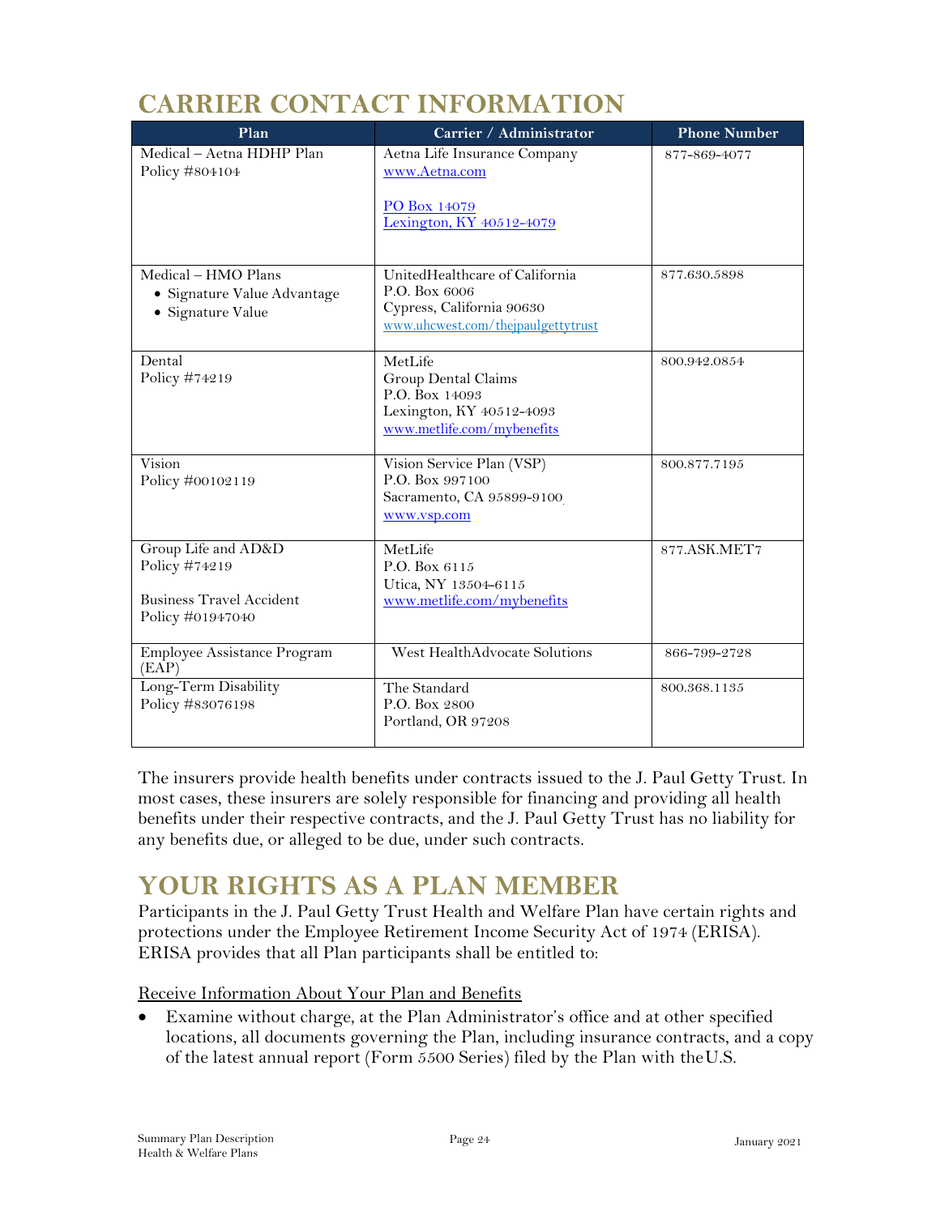# CARRIER CONTACT INFORMATION

| Plan | Carrier / Administrator | Phone Number |
|---|---|---|
| Medical – Aetna HDHP Plan<br>Policy #804104 | Aetna Life Insurance Company<br>www.Aetna.com<br><br>PO Box 14079<br>Lexington, KY 40512-4079 | 877-869-4077 |
| Medical – HMO Plans<br>• Signature Value Advantage<br>• Signature Value | UnitedHealthcare of California<br>P.O. Box 6006<br>Cypress, California 90630<br>www.uhcwest.com/thejpaulgettytrust | 877.630.5898 |
| Dental<br>Policy #74219 | MetLife<br>Group Dental Claims<br>P.O. Box 14093<br>Lexington, KY 40512-4093<br>www.metlife.com/mybenefits | 800.942.0854 |
| Vision<br>Policy #00102119 | Vision Service Plan (VSP)<br>P.O. Box 997100<br>Sacramento, CA 95899-9100<br>www.vsp.com | 800.877.7195 |
| Group Life and AD&D<br>Policy #74219<br><br>Business Travel Accident<br>Policy #01947040 | MetLife<br>P.O. Box 6115<br>Utica, NY 13504-6115<br>www.metlife.com/mybenefits | 877.ASK.MET7 |
| Employee Assistance Program (EAP) | West HealthAdvocate Solutions | 866-799-2728 |
| Long-Term Disability<br>Policy #83076198 | The Standard<br>P.O. Box 2800<br>Portland, OR 97208 | 800.368.1135 |

The insurers provide health benefits under contracts issued to the J. Paul Getty Trust. In most cases, these insurers are solely responsible for financing and providing all health benefits under their respective contracts, and the J. Paul Getty Trust has no liability for any benefits due, or alleged to be due, under such contracts.

# YOUR RIGHTS AS A PLAN MEMBER

Participants in the J. Paul Getty Trust Health and Welfare Plan have certain rights and protections under the Employee Retirement Income Security Act of 1974 (ERISA). ERISA provides that all Plan participants shall be entitled to:

Receive Information About Your Plan and Benefits

- Examine without charge, at the Plan Administrator's office and at other specified locations, all documents governing the Plan, including insurance contracts, and a copy of the latest annual report (Form 5500 Series) filed by the Plan with the U.S.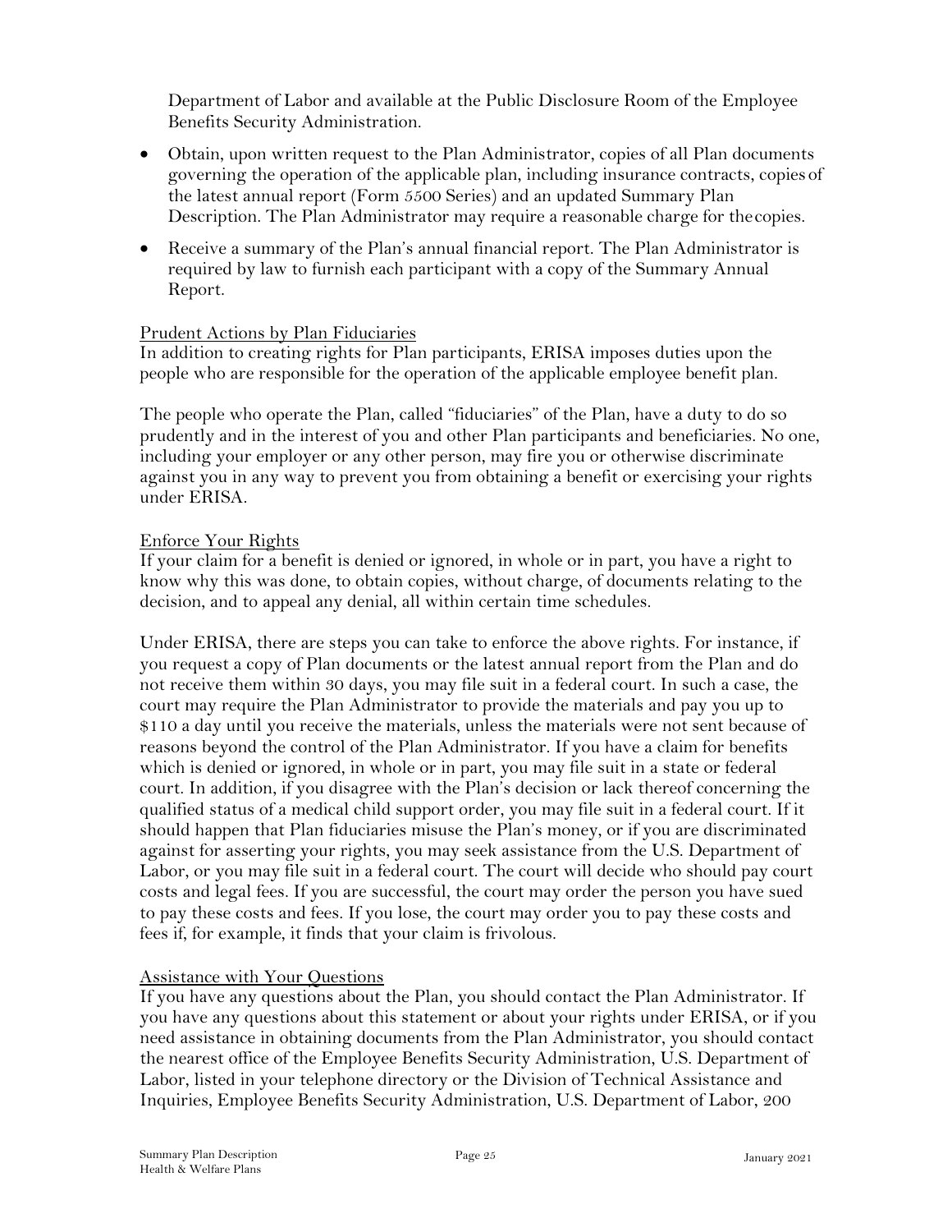Department of Labor and available at the Public Disclosure Room of the Employee Benefits Security Administration.

- Obtain, upon written request to the Plan Administrator, copies of all Plan documents governing the operation of the applicable plan, including insurance contracts, copies of the latest annual report (Form 5500 Series) and an updated Summary Plan Description. The Plan Administrator may require a reasonable charge for the copies.
- Receive a summary of the Plan's annual financial report. The Plan Administrator is required by law to furnish each participant with a copy of the Summary Annual Report.

Prudent Actions by Plan Fiduciaries

In addition to creating rights for Plan participants, ERISA imposes duties upon the people who are responsible for the operation of the applicable employee benefit plan.

The people who operate the Plan, called "fiduciaries" of the Plan, have a duty to do so prudently and in the interest of you and other Plan participants and beneficiaries. No one, including your employer or any other person, may fire you or otherwise discriminate against you in any way to prevent you from obtaining a benefit or exercising your rights under ERISA.

Enforce Your Rights

If your claim for a benefit is denied or ignored, in whole or in part, you have a right to know why this was done, to obtain copies, without charge, of documents relating to the decision, and to appeal any denial, all within certain time schedules.

Under ERISA, there are steps you can take to enforce the above rights. For instance, if you request a copy of Plan documents or the latest annual report from the Plan and do not receive them within 30 days, you may file suit in a federal court. In such a case, the court may require the Plan Administrator to provide the materials and pay you up to $110 a day until you receive the materials, unless the materials were not sent because of reasons beyond the control of the Plan Administrator. If you have a claim for benefits which is denied or ignored, in whole or in part, you may file suit in a state or federal court. In addition, if you disagree with the Plan's decision or lack thereof concerning the qualified status of a medical child support order, you may file suit in a federal court. If it should happen that Plan fiduciaries misuse the Plan's money, or if you are discriminated against for asserting your rights, you may seek assistance from the U.S. Department of Labor, or you may file suit in a federal court. The court will decide who should pay court costs and legal fees. If you are successful, the court may order the person you have sued to pay these costs and fees. If you lose, the court may order you to pay these costs and fees if, for example, it finds that your claim is frivolous.

Assistance with Your Questions

If you have any questions about the Plan, you should contact the Plan Administrator. If you have any questions about this statement or about your rights under ERISA, or if you need assistance in obtaining documents from the Plan Administrator, you should contact the nearest office of the Employee Benefits Security Administration, U.S. Department of Labor, listed in your telephone directory or the Division of Technical Assistance and Inquiries, Employee Benefits Security Administration, U.S. Department of Labor, 200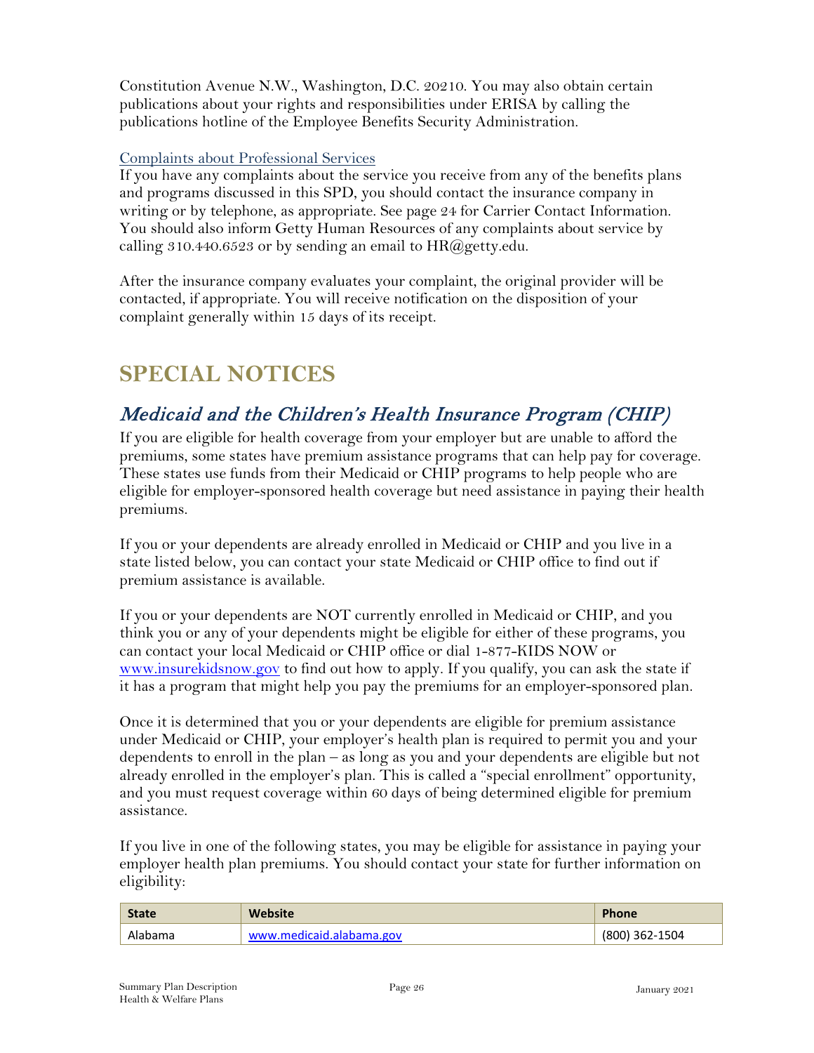Constitution Avenue N.W., Washington, D.C. 20210. You may also obtain certain publications about your rights and responsibilities under ERISA by calling the publications hotline of the Employee Benefits Security Administration.

### Complaints about Professional Services

If you have any complaints about the service you receive from any of the benefits plans and programs discussed in this SPD, you should contact the insurance company in writing or by telephone, as appropriate. See page 24 for Carrier Contact Information. You should also inform Getty Human Resources of any complaints about service by calling 310.440.6523 or by sending an email to HR@getty.edu.

After the insurance company evaluates your complaint, the original provider will be contacted, if appropriate. You will receive notification on the disposition of your complaint generally within 15 days of its receipt.

# SPECIAL NOTICES

## *Medicaid and the Children's Health Insurance Program (CHIP)*

If you are eligible for health coverage from your employer but are unable to afford the premiums, some states have premium assistance programs that can help pay for coverage. These states use funds from their Medicaid or CHIP programs to help people who are eligible for employer-sponsored health coverage but need assistance in paying their health premiums.

If you or your dependents are already enrolled in Medicaid or CHIP and you live in a state listed below, you can contact your state Medicaid or CHIP office to find out if premium assistance is available.

If you or your dependents are NOT currently enrolled in Medicaid or CHIP, and you think you or any of your dependents might be eligible for either of these programs, you can contact your local Medicaid or CHIP office or dial 1-877-KIDS NOW or www.insurekidsnow.gov to find out how to apply. If you qualify, you can ask the state if it has a program that might help you pay the premiums for an employer-sponsored plan.

Once it is determined that you or your dependents are eligible for premium assistance under Medicaid or CHIP, your employer's health plan is required to permit you and your dependents to enroll in the plan – as long as you and your dependents are eligible but not already enrolled in the employer's plan. This is called a "special enrollment" opportunity, and you must request coverage within 60 days of being determined eligible for premium assistance.

If you live in one of the following states, you may be eligible for assistance in paying your employer health plan premiums. You should contact your state for further information on eligibility:

| State | Website | Phone |
|---|---|---|
| Alabama | www.medicaid.alabama.gov | (800) 362-1504 |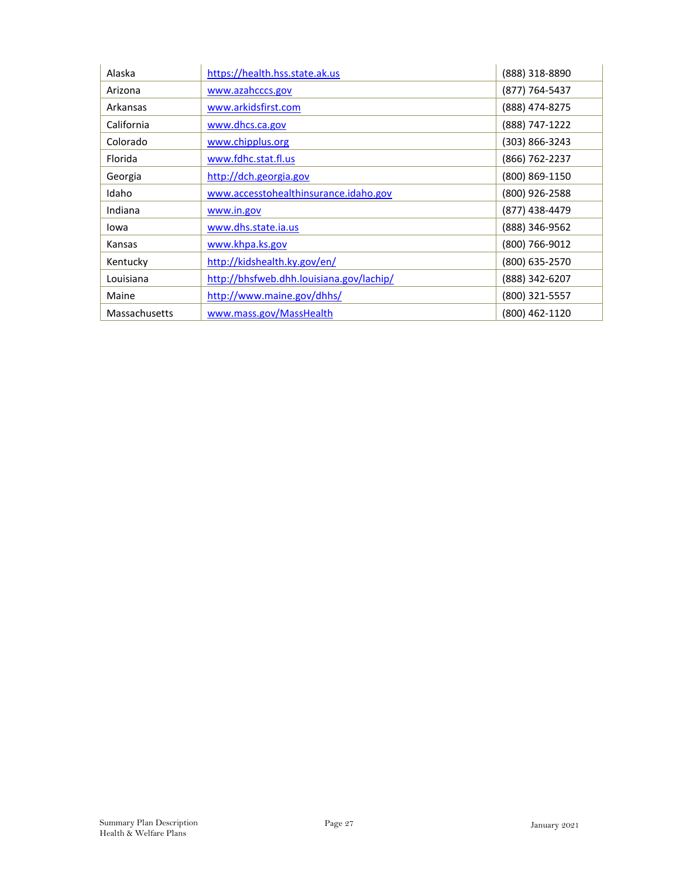| | | |
|---|---|---|
| Alaska | https://health.hss.state.ak.us | (888) 318-8890 |
| Arizona | www.azahcccs.gov | (877) 764-5437 |
| Arkansas | www.arkidsfirst.com | (888) 474-8275 |
| California | www.dhcs.ca.gov | (888) 747-1222 |
| Colorado | www.chipplus.org | (303) 866-3243 |
| Florida | www.fdhc.stat.fl.us | (866) 762-2237 |
| Georgia | http://dch.georgia.gov | (800) 869-1150 |
| Idaho | www.accesstohealthinsurance.idaho.gov | (800) 926-2588 |
| Indiana | www.in.gov | (877) 438-4479 |
| Iowa | www.dhs.state.ia.us | (888) 346-9562 |
| Kansas | www.khpa.ks.gov | (800) 766-9012 |
| Kentucky | http://kidshealth.ky.gov/en/ | (800) 635-2570 |
| Louisiana | http://bhsfweb.dhh.louisiana.gov/lachip/ | (888) 342-6207 |
| Maine | http://www.maine.gov/dhhs/ | (800) 321-5557 |
| Massachusetts | www.mass.gov/MassHealth | (800) 462-1120 |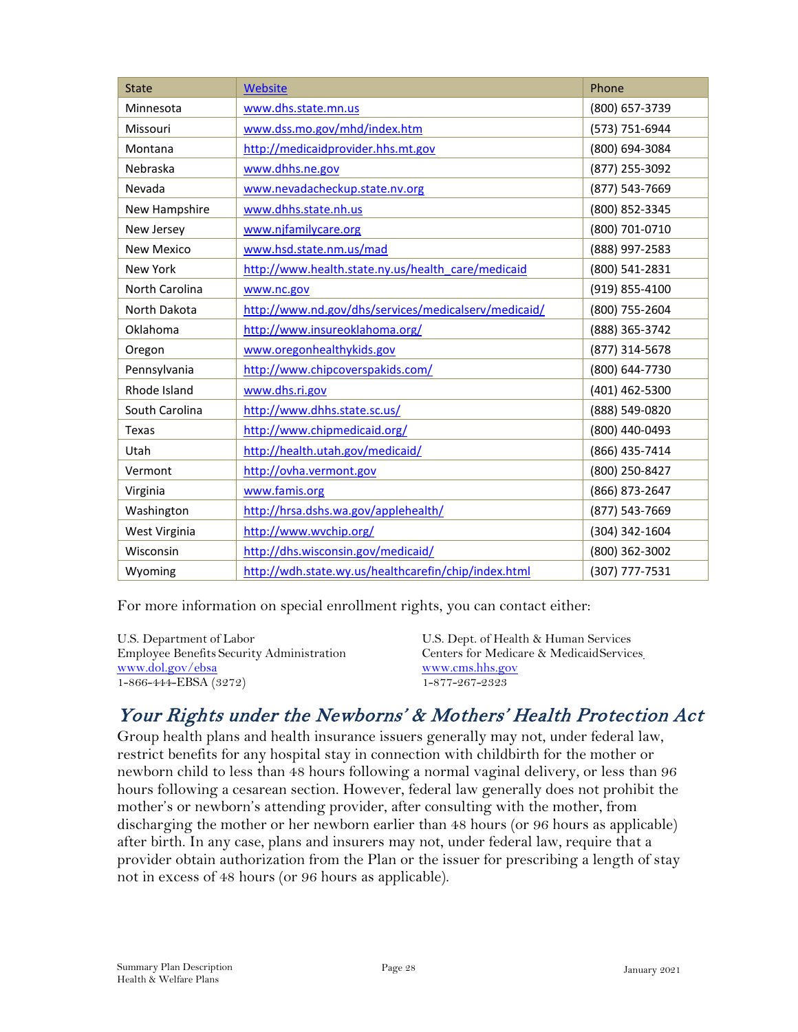| State | Website | Phone |
|---|---|---|
| Minnesota | www.dhs.state.mn.us | (800) 657-3739 |
| Missouri | www.dss.mo.gov/mhd/index.htm | (573) 751-6944 |
| Montana | http://medicaidprovider.hhs.mt.gov | (800) 694-3084 |
| Nebraska | www.dhhs.ne.gov | (877) 255-3092 |
| Nevada | www.nevadacheckup.state.nv.org | (877) 543-7669 |
| New Hampshire | www.dhhs.state.nh.us | (800) 852-3345 |
| New Jersey | www.njfamilycare.org | (800) 701-0710 |
| New Mexico | www.hsd.state.nm.us/mad | (888) 997-2583 |
| New York | http://www.health.state.ny.us/health_care/medicaid | (800) 541-2831 |
| North Carolina | www.nc.gov | (919) 855-4100 |
| North Dakota | http://www.nd.gov/dhs/services/medicalserv/medicaid/ | (800) 755-2604 |
| Oklahoma | http://www.insureoklahoma.org/ | (888) 365-3742 |
| Oregon | www.oregonhealthykids.gov | (877) 314-5678 |
| Pennsylvania | http://www.chipcoverspakids.com/ | (800) 644-7730 |
| Rhode Island | www.dhs.ri.gov | (401) 462-5300 |
| South Carolina | http://www.dhhs.state.sc.us/ | (888) 549-0820 |
| Texas | http://www.chipmedicaid.org/ | (800) 440-0493 |
| Utah | http://health.utah.gov/medicaid/ | (866) 435-7414 |
| Vermont | http://ovha.vermont.gov | (800) 250-8427 |
| Virginia | www.famis.org | (866) 873-2647 |
| Washington | http://hrsa.dshs.wa.gov/applehealth/ | (877) 543-7669 |
| West Virginia | http://www.wvchip.org/ | (304) 342-1604 |
| Wisconsin | http://dhs.wisconsin.gov/medicaid/ | (800) 362-3002 |
| Wyoming | http://wdh.state.wy.us/healthcarefin/chip/index.html | (307) 777-7531 |

For more information on special enrollment rights, you can contact either:

U.S. Department of Labor
Employee Benefits Security Administration
www.dol.gov/ebsa
1-866-444-EBSA (3272)

U.S. Dept. of Health & Human Services
Centers for Medicare & Medicaid Services
www.cms.hhs.gov
1-877-267-2323

## *Your Rights under the Newborns' & Mothers' Health Protection Act*

Group health plans and health insurance issuers generally may not, under federal law, restrict benefits for any hospital stay in connection with childbirth for the mother or newborn child to less than 48 hours following a normal vaginal delivery, or less than 96 hours following a cesarean section. However, federal law generally does not prohibit the mother's or newborn's attending provider, after consulting with the mother, from discharging the mother or her newborn earlier than 48 hours (or 96 hours as applicable) after birth. In any case, plans and insurers may not, under federal law, require that a provider obtain authorization from the Plan or the issuer for prescribing a length of stay not in excess of 48 hours (or 96 hours as applicable).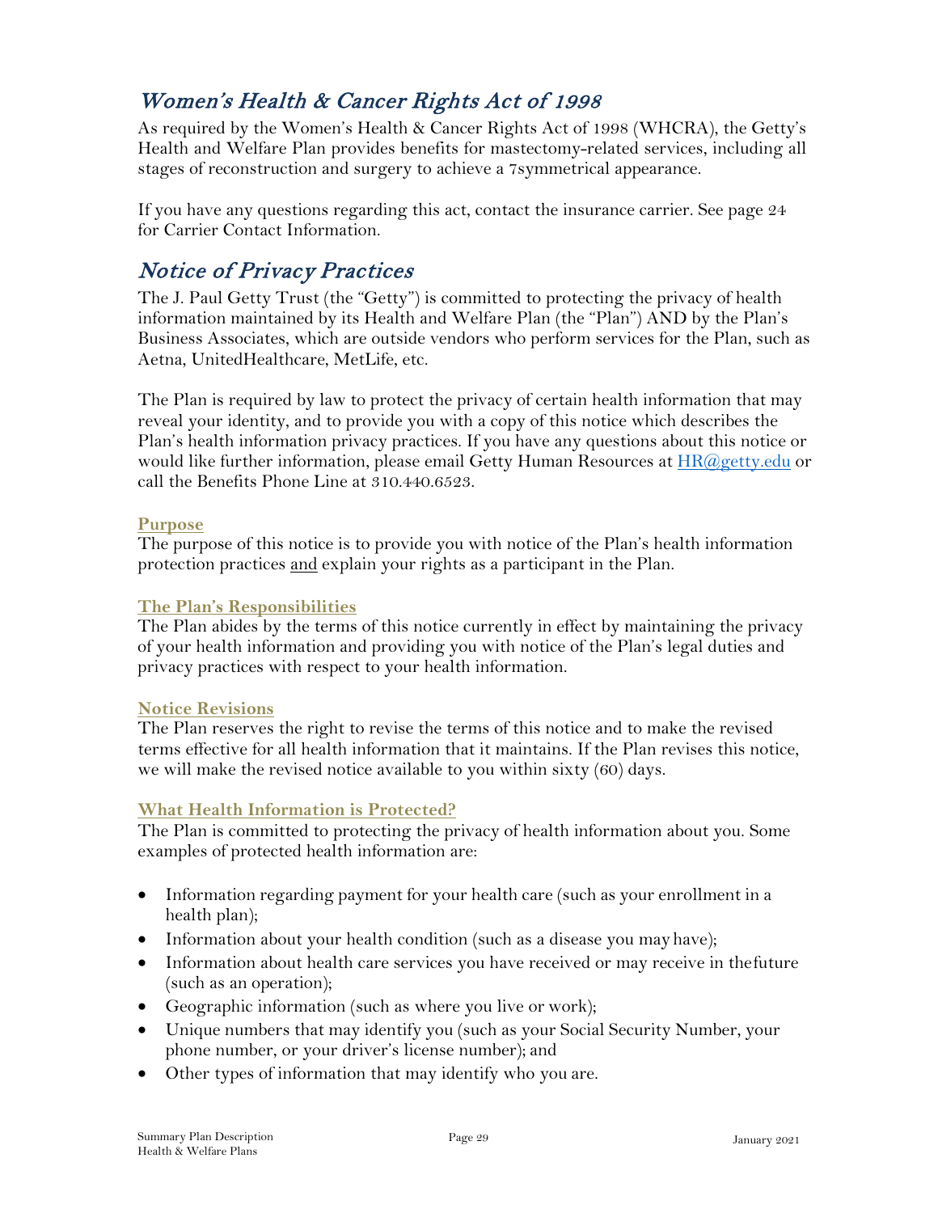## *Women's Health & Cancer Rights Act of 1998*

As required by the Women's Health & Cancer Rights Act of 1998 (WHCRA), the Getty's Health and Welfare Plan provides benefits for mastectomy-related services, including all stages of reconstruction and surgery to achieve a 7symmetrical appearance.

If you have any questions regarding this act, contact the insurance carrier. See page 24 for Carrier Contact Information.

## *Notice of Privacy Practices*

The J. Paul Getty Trust (the "Getty") is committed to protecting the privacy of health information maintained by its Health and Welfare Plan (the "Plan") AND by the Plan's Business Associates, which are outside vendors who perform services for the Plan, such as Aetna, UnitedHealthcare, MetLife, etc.

The Plan is required by law to protect the privacy of certain health information that may reveal your identity, and to provide you with a copy of this notice which describes the Plan's health information privacy practices. If you have any questions about this notice or would like further information, please email Getty Human Resources at HR@getty.edu or call the Benefits Phone Line at 310.440.6523.

### Purpose

The purpose of this notice is to provide you with notice of the Plan's health information protection practices and explain your rights as a participant in the Plan.

### The Plan's Responsibilities

The Plan abides by the terms of this notice currently in effect by maintaining the privacy of your health information and providing you with notice of the Plan's legal duties and privacy practices with respect to your health information.

### Notice Revisions

The Plan reserves the right to revise the terms of this notice and to make the revised terms effective for all health information that it maintains. If the Plan revises this notice, we will make the revised notice available to you within sixty (60) days.

### What Health Information is Protected?

The Plan is committed to protecting the privacy of health information about you. Some examples of protected health information are:

- Information regarding payment for your health care (such as your enrollment in a health plan);
- Information about your health condition (such as a disease you may have);
- Information about health care services you have received or may receive in thefuture (such as an operation);
- Geographic information (such as where you live or work);
- Unique numbers that may identify you (such as your Social Security Number, your phone number, or your driver's license number); and
- Other types of information that may identify who you are.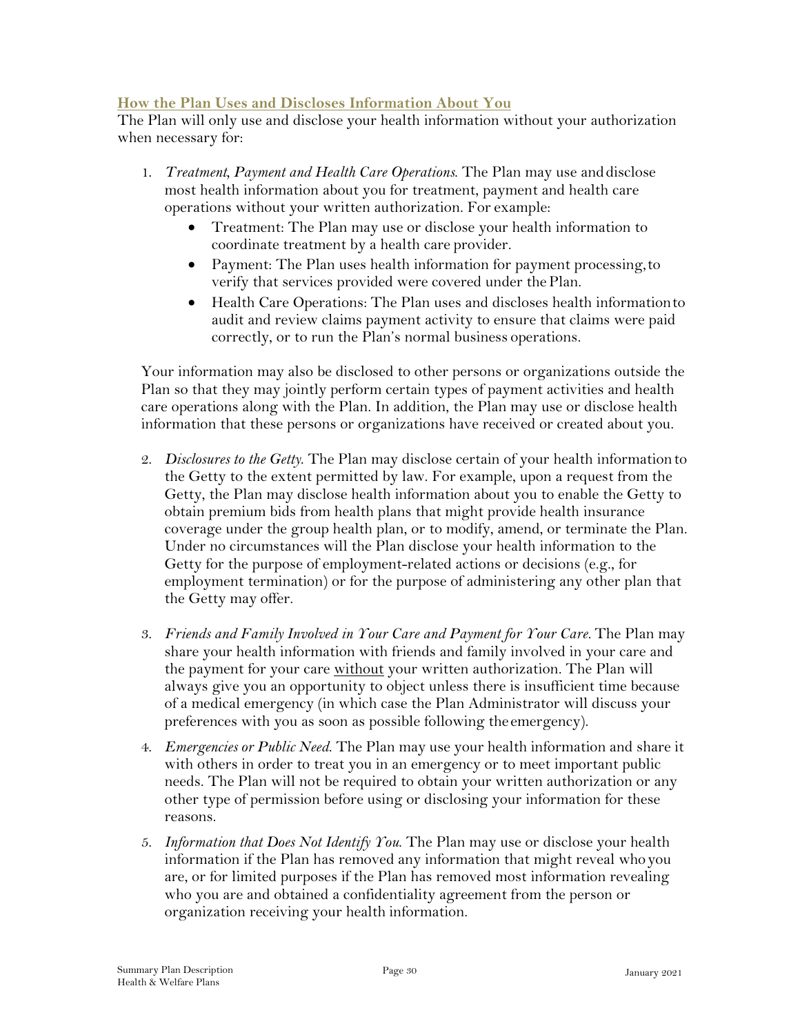## How the Plan Uses and Discloses Information About You

The Plan will only use and disclose your health information without your authorization when necessary for:

1. *Treatment, Payment and Health Care Operations.* The Plan may use and disclose most health information about you for treatment, payment and health care operations without your written authorization. For example:
   - Treatment: The Plan may use or disclose your health information to coordinate treatment by a health care provider.
   - Payment: The Plan uses health information for payment processing, to verify that services provided were covered under the Plan.
   - Health Care Operations: The Plan uses and discloses health information to audit and review claims payment activity to ensure that claims were paid correctly, or to run the Plan's normal business operations.

   Your information may also be disclosed to other persons or organizations outside the Plan so that they may jointly perform certain types of payment activities and health care operations along with the Plan. In addition, the Plan may use or disclose health information that these persons or organizations have received or created about you.

2. *Disclosures to the Getty.* The Plan may disclose certain of your health information to the Getty to the extent permitted by law. For example, upon a request from the Getty, the Plan may disclose health information about you to enable the Getty to obtain premium bids from health plans that might provide health insurance coverage under the group health plan, or to modify, amend, or terminate the Plan. Under no circumstances will the Plan disclose your health information to the Getty for the purpose of employment-related actions or decisions (e.g., for employment termination) or for the purpose of administering any other plan that the Getty may offer.

3. *Friends and Family Involved in Your Care and Payment for Your Care.* The Plan may share your health information with friends and family involved in your care and the payment for your care <u>without</u> your written authorization. The Plan will always give you an opportunity to object unless there is insufficient time because of a medical emergency (in which case the Plan Administrator will discuss your preferences with you as soon as possible following the emergency).

4. *Emergencies or Public Need.* The Plan may use your health information and share it with others in order to treat you in an emergency or to meet important public needs. The Plan will not be required to obtain your written authorization or any other type of permission before using or disclosing your information for these reasons.

5. *Information that Does Not Identify You.* The Plan may use or disclose your health information if the Plan has removed any information that might reveal who you are, or for limited purposes if the Plan has removed most information revealing who you are and obtained a confidentiality agreement from the person or organization receiving your health information.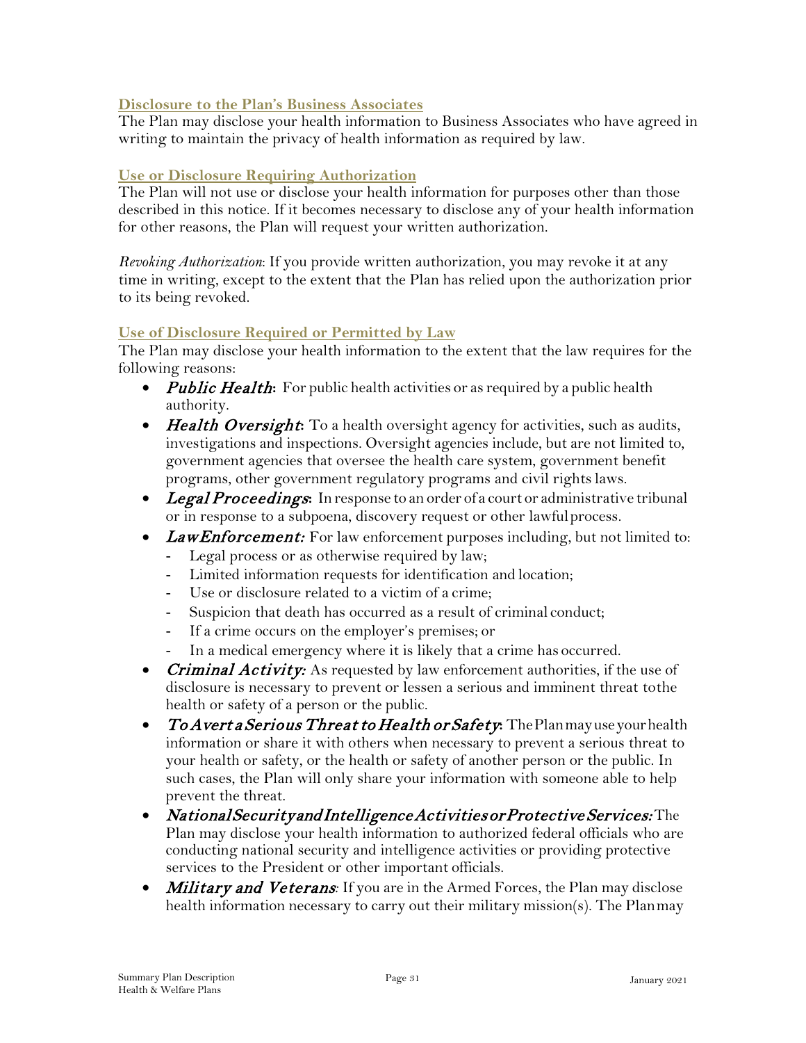### Disclosure to the Plan's Business Associates

The Plan may disclose your health information to Business Associates who have agreed in writing to maintain the privacy of health information as required by law.

### Use or Disclosure Requiring Authorization

The Plan will not use or disclose your health information for purposes other than those described in this notice. If it becomes necessary to disclose any of your health information for other reasons, the Plan will request your written authorization.

*Revoking Authorization*: If you provide written authorization, you may revoke it at any time in writing, except to the extent that the Plan has relied upon the authorization prior to its being revoked.

### Use of Disclosure Required or Permitted by Law

The Plan may disclose your health information to the extent that the law requires for the following reasons:

- ***Public Health*****:** For public health activities or as required by a public health authority.
- ***Health Oversight*****:** To a health oversight agency for activities, such as audits, investigations and inspections. Oversight agencies include, but are not limited to, government agencies that oversee the health care system, government benefit programs, other government regulatory programs and civil rights laws.
- ***Legal Proceedings*****:** In response to an order of a court or administrative tribunal or in response to a subpoena, discovery request or other lawful process.
- ***Law Enforcement:*** For law enforcement purposes including, but not limited to:
  - Legal process or as otherwise required by law;
  - Limited information requests for identification and location;
  - Use or disclosure related to a victim of a crime;
  - Suspicion that death has occurred as a result of criminal conduct;
  - If a crime occurs on the employer's premises; or
  - In a medical emergency where it is likely that a crime has occurred.
- ***Criminal Activity:*** As requested by law enforcement authorities, if the use of disclosure is necessary to prevent or lessen a serious and imminent threat to the health or safety of a person or the public.
- ***To Avert a Serious Threat to Health or Safety*****:** The Plan may use your health information or share it with others when necessary to prevent a serious threat to your health or safety, or the health or safety of another person or the public. In such cases, the Plan will only share your information with someone able to help prevent the threat.
- ***National Security and Intelligence Activities or Protective Services:*** The Plan may disclose your health information to authorized federal officials who are conducting national security and intelligence activities or providing protective services to the President or other important officials.
- ***Military and Veterans***: If you are in the Armed Forces, the Plan may disclose health information necessary to carry out their military mission(s). The Plan may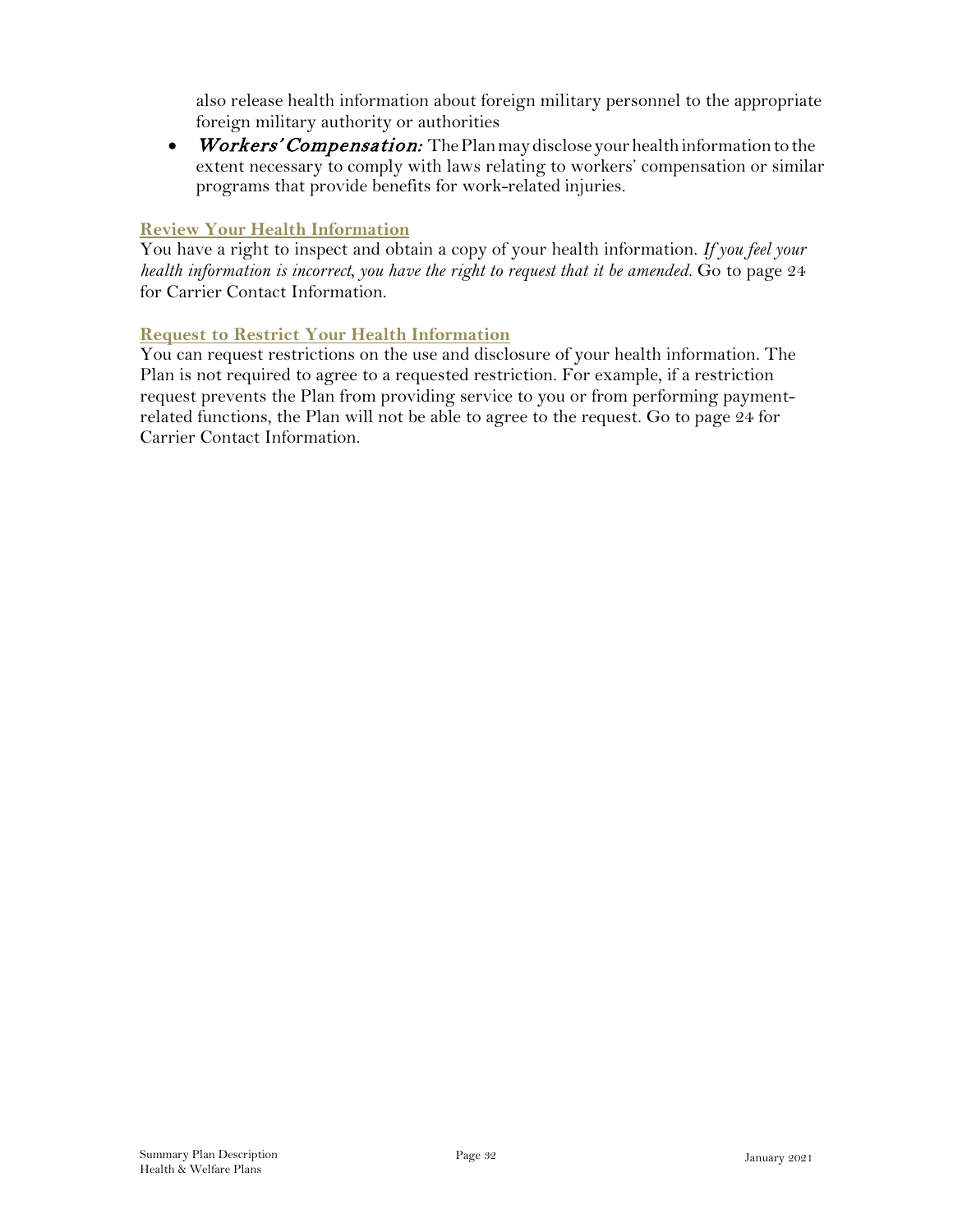also release health information about foreign military personnel to the appropriate foreign military authority or authorities

- ***Workers' Compensation:*** The Plan may disclose your health information to the extent necessary to comply with laws relating to workers' compensation or similar programs that provide benefits for work-related injuries.

### Review Your Health Information

You have a right to inspect and obtain a copy of your health information. *If you feel your health information is incorrect, you have the right to request that it be amended.* Go to page 24 for Carrier Contact Information.

### Request to Restrict Your Health Information

You can request restrictions on the use and disclosure of your health information. The Plan is not required to agree to a requested restriction. For example, if a restriction request prevents the Plan from providing service to you or from performing payment-related functions, the Plan will not be able to agree to the request. Go to page 24 for Carrier Contact Information.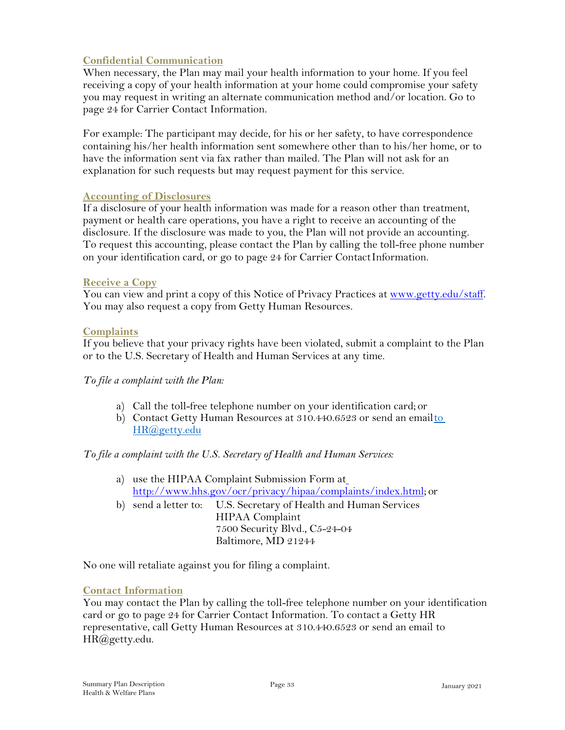### Confidential Communication

When necessary, the Plan may mail your health information to your home. If you feel receiving a copy of your health information at your home could compromise your safety you may request in writing an alternate communication method and/or location. Go to page 24 for Carrier Contact Information.

For example: The participant may decide, for his or her safety, to have correspondence containing his/her health information sent somewhere other than to his/her home, or to have the information sent via fax rather than mailed. The Plan will not ask for an explanation for such requests but may request payment for this service.

### Accounting of Disclosures

If a disclosure of your health information was made for a reason other than treatment, payment or health care operations, you have a right to receive an accounting of the disclosure. If the disclosure was made to you, the Plan will not provide an accounting. To request this accounting, please contact the Plan by calling the toll-free phone number on your identification card, or go to page 24 for Carrier Contact Information.

### Receive a Copy

You can view and print a copy of this Notice of Privacy Practices at www.getty.edu/staff. You may also request a copy from Getty Human Resources.

### Complaints

If you believe that your privacy rights have been violated, submit a complaint to the Plan or to the U.S. Secretary of Health and Human Services at any time.

*To file a complaint with the Plan:*

a) Call the toll-free telephone number on your identification card; or
b) Contact Getty Human Resources at 310.440.6523 or send an email to HR@getty.edu

*To file a complaint with the U.S. Secretary of Health and Human Services:*

a) use the HIPAA Complaint Submission Form at http://www.hhs.gov/ocr/privacy/hipaa/complaints/index.html; or
b) send a letter to: U.S. Secretary of Health and Human Services
   HIPAA Complaint
   7500 Security Blvd., C5-24-04
   Baltimore, MD 21244

No one will retaliate against you for filing a complaint.

### Contact Information

You may contact the Plan by calling the toll-free telephone number on your identification card or go to page 24 for Carrier Contact Information. To contact a Getty HR representative, call Getty Human Resources at 310.440.6523 or send an email to HR@getty.edu.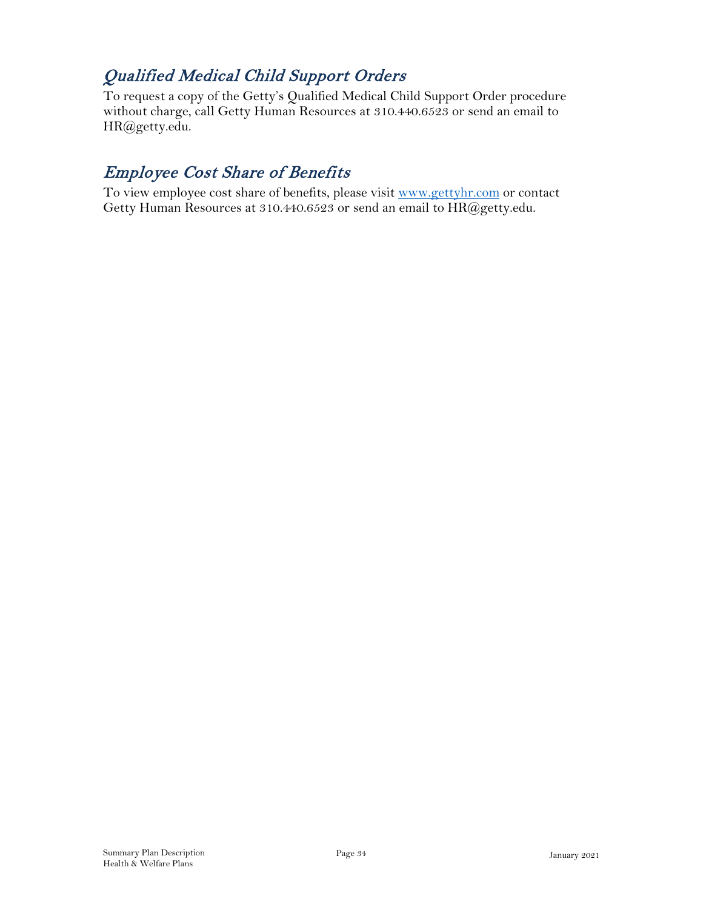## *Qualified Medical Child Support Orders*

To request a copy of the Getty's Qualified Medical Child Support Order procedure without charge, call Getty Human Resources at 310.440.6523 or send an email to HR@getty.edu.

## *Employee Cost Share of Benefits*

To view employee cost share of benefits, please visit www.gettyhr.com or contact Getty Human Resources at 310.440.6523 or send an email to HR@getty.edu.